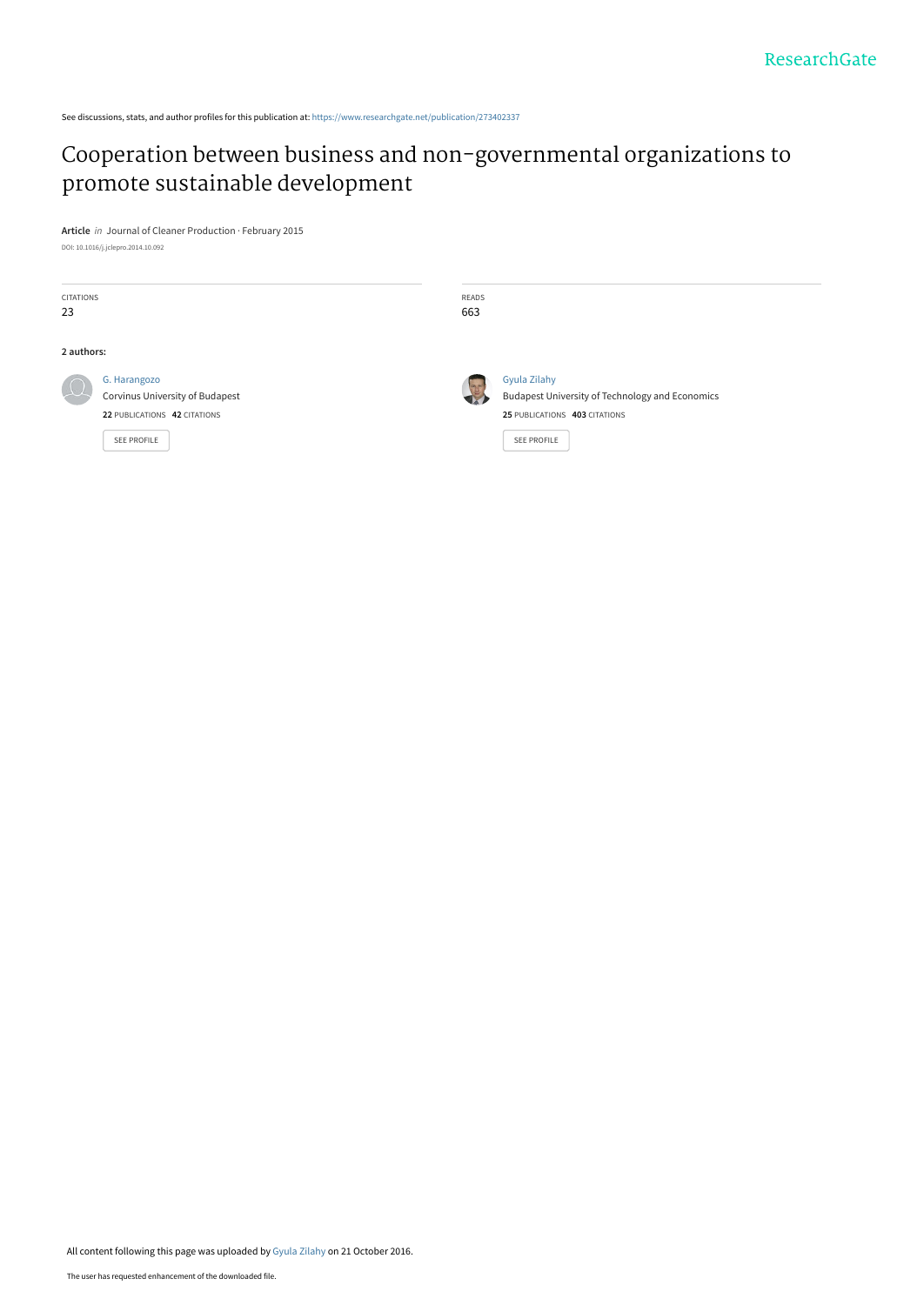ResearchGate

See discussions, stats, and author profiles for this publication at: https://www.researchgate.net/publication/273402337

# Cooperation between business and non-governmental organizations to promote sustainable development

**Article** *in* Journal of Cleaner Production · February 2015

DOI: 10.1016/j.jclepro.2014.10.092

| CITATIONS | READS |
|---|---|
| 23 | 663 |

**2 authors:**

G. Harangozo
Corvinus University of Budapest
**22** PUBLICATIONS **42** CITATIONS
SEE PROFILE

Gyula Zilahy
Budapest University of Technology and Economics
**25** PUBLICATIONS **403** CITATIONS
SEE PROFILE

All content following this page was uploaded by Gyula Zilahy on 21 October 2016.

The user has requested enhancement of the downloaded file.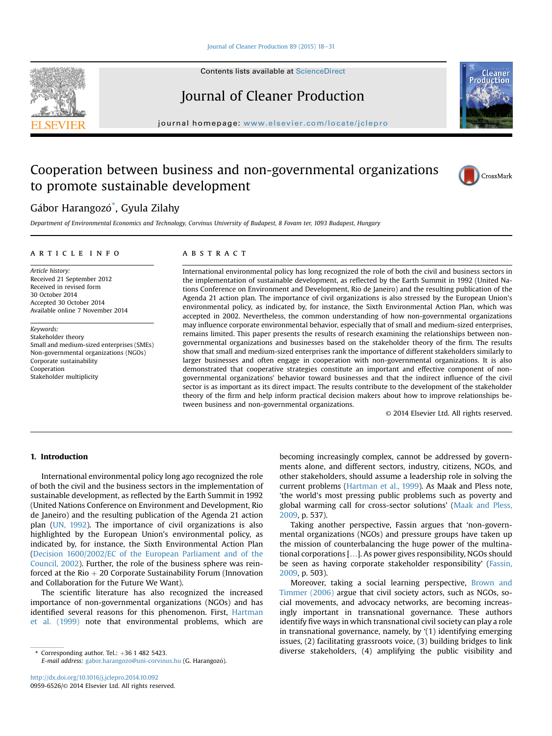# Cooperation between business and non-governmental organizations to promote sustainable development

Gábor Harangozó*, Gyula Zilahy

*Department of Environmental Economics and Technology, Corvinus University of Budapest, 8 Fovam ter, 1093 Budapest, Hungary*

## ARTICLE INFO

*Article history:*
Received 21 September 2012
Received in revised form
30 October 2014
Accepted 30 October 2014
Available online 7 November 2014

*Keywords:*
Stakeholder theory
Small and medium-sized enterprises (SMEs)
Non-governmental organizations (NGOs)
Corporate sustainability
Cooperation
Stakeholder multiplicity

## ABSTRACT

International environmental policy has long recognized the role of both the civil and business sectors in the implementation of sustainable development, as reflected by the Earth Summit in 1992 (United Nations Conference on Environment and Development, Rio de Janeiro) and the resulting publication of the Agenda 21 action plan. The importance of civil organizations is also stressed by the European Union's environmental policy, as indicated by, for instance, the Sixth Environmental Action Plan, which was accepted in 2002. Nevertheless, the common understanding of how non-governmental organizations may influence corporate environmental behavior, especially that of small and medium-sized enterprises, remains limited. This paper presents the results of research examining the relationships between non-governmental organizations and businesses based on the stakeholder theory of the firm. The results show that small and medium-sized enterprises rank the importance of different stakeholders similarly to larger businesses and often engage in cooperation with non-governmental organizations. It is also demonstrated that cooperative strategies constitute an important and effective component of non-governmental organizations' behavior toward businesses and that the indirect influence of the civil sector is as important as its direct impact. The results contribute to the development of the stakeholder theory of the firm and help inform practical decision makers about how to improve relationships between business and non-governmental organizations.

© 2014 Elsevier Ltd. All rights reserved.

## 1. Introduction

International environmental policy long ago recognized the role of both the civil and the business sectors in the implementation of sustainable development, as reflected by the Earth Summit in 1992 (United Nations Conference on Environment and Development, Rio de Janeiro) and the resulting publication of the Agenda 21 action plan (UN, 1992). The importance of civil organizations is also highlighted by the European Union's environmental policy, as indicated by, for instance, the Sixth Environmental Action Plan (Decision 1600/2002/EC of the European Parliament and of the Council, 2002). Further, the role of the business sphere was reinforced at the Rio + 20 Corporate Sustainability Forum (Innovation and Collaboration for the Future We Want).

The scientific literature has also recognized the increased importance of non-governmental organizations (NGOs) and has identified several reasons for this phenomenon. First, Hartman et al. (1999) note that environmental problems, which are becoming increasingly complex, cannot be addressed by governments alone, and different sectors, industry, citizens, NGOs, and other stakeholders, should assume a leadership role in solving the current problems (Hartman et al., 1999). As Maak and Pless note, 'the world's most pressing public problems such as poverty and global warming call for cross-sector solutions' (Maak and Pless, 2009, p. 537).

Taking another perspective, Fassin argues that 'non-governmental organizations (NGOs) and pressure groups have taken up the mission of counterbalancing the huge power of the multinational corporations [...]. As power gives responsibility, NGOs should be seen as having corporate stakeholder responsibility' (Fassin, 2009, p. 503).

Moreover, taking a social learning perspective, Brown and Timmer (2006) argue that civil society actors, such as NGOs, social movements, and advocacy networks, are becoming increasingly important in transnational governance. These authors identify five ways in which transnational civil society can play a role in transnational governance, namely, by '(1) identifying emerging issues, (2) facilitating grassroots voice, (3) building bridges to link diverse stakeholders, (4) amplifying the public visibility and

\* Corresponding author. Tel.: +36 1 482 5423.
E-mail address: gabor.harangozo@uni-corvinus.hu (G. Harangozó).

http://dx.doi.org/10.1016/j.jclepro.2014.10.092
0959-6526/© 2014 Elsevier Ltd. All rights reserved.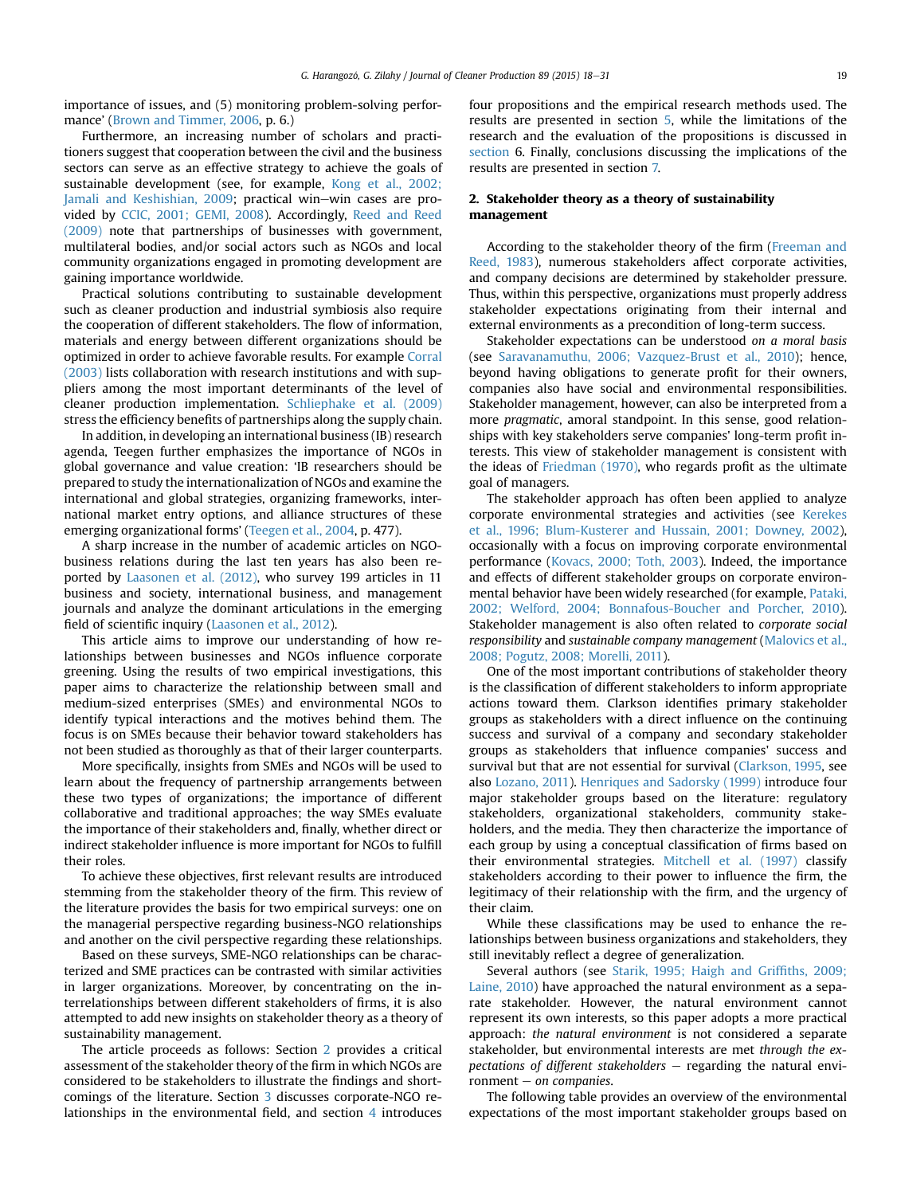importance of issues, and (5) monitoring problem-solving performance' (Brown and Timmer, 2006, p. 6.)

Furthermore, an increasing number of scholars and practitioners suggest that cooperation between the civil and the business sectors can serve as an effective strategy to achieve the goals of sustainable development (see, for example, Kong et al., 2002; Jamali and Keshishian, 2009; practical win–win cases are provided by CCIC, 2001; GEMI, 2008). Accordingly, Reed and Reed (2009) note that partnerships of businesses with government, multilateral bodies, and/or social actors such as NGOs and local community organizations engaged in promoting development are gaining importance worldwide.

Practical solutions contributing to sustainable development such as cleaner production and industrial symbiosis also require the cooperation of different stakeholders. The flow of information, materials and energy between different organizations should be optimized in order to achieve favorable results. For example Corral (2003) lists collaboration with research institutions and with suppliers among the most important determinants of the level of cleaner production implementation. Schliephake et al. (2009) stress the efficiency benefits of partnerships along the supply chain.

In addition, in developing an international business (IB) research agenda, Teegen further emphasizes the importance of NGOs in global governance and value creation: 'IB researchers should be prepared to study the internationalization of NGOs and examine the international and global strategies, organizing frameworks, international market entry options, and alliance structures of these emerging organizational forms' (Teegen et al., 2004, p. 477).

A sharp increase in the number of academic articles on NGO-business relations during the last ten years has also been reported by Laasonen et al. (2012), who survey 199 articles in 11 business and society, international business, and management journals and analyze the dominant articulations in the emerging field of scientific inquiry (Laasonen et al., 2012).

This article aims to improve our understanding of how relationships between businesses and NGOs influence corporate greening. Using the results of two empirical investigations, this paper aims to characterize the relationship between small and medium-sized enterprises (SMEs) and environmental NGOs to identify typical interactions and the motives behind them. The focus is on SMEs because their behavior toward stakeholders has not been studied as thoroughly as that of their larger counterparts.

More specifically, insights from SMEs and NGOs will be used to learn about the frequency of partnership arrangements between these two types of organizations; the importance of different collaborative and traditional approaches; the way SMEs evaluate the importance of their stakeholders and, finally, whether direct or indirect stakeholder influence is more important for NGOs to fulfill their roles.

To achieve these objectives, first relevant results are introduced stemming from the stakeholder theory of the firm. This review of the literature provides the basis for two empirical surveys: one on the managerial perspective regarding business-NGO relationships and another on the civil perspective regarding these relationships.

Based on these surveys, SME-NGO relationships can be characterized and SME practices can be contrasted with similar activities in larger organizations. Moreover, by concentrating on the interrelationships between different stakeholders of firms, it is also attempted to add new insights on stakeholder theory as a theory of sustainability management.

The article proceeds as follows: Section 2 provides a critical assessment of the stakeholder theory of the firm in which NGOs are considered to be stakeholders to illustrate the findings and shortcomings of the literature. Section 3 discusses corporate-NGO relationships in the environmental field, and section 4 introduces four propositions and the empirical research methods used. The results are presented in section 5, while the limitations of the research and the evaluation of the propositions is discussed in section 6. Finally, conclusions discussing the implications of the results are presented in section 7.

## 2. Stakeholder theory as a theory of sustainability management

According to the stakeholder theory of the firm (Freeman and Reed, 1983), numerous stakeholders affect corporate activities, and company decisions are determined by stakeholder pressure. Thus, within this perspective, organizations must properly address stakeholder expectations originating from their internal and external environments as a precondition of long-term success.

Stakeholder expectations can be understood *on a moral basis* (see Saravanamuthu, 2006; Vazquez-Brust et al., 2010); hence, beyond having obligations to generate profit for their owners, companies also have social and environmental responsibilities. Stakeholder management, however, can also be interpreted from a more *pragmatic*, amoral standpoint. In this sense, good relationships with key stakeholders serve companies' long-term profit interests. This view of stakeholder management is consistent with the ideas of Friedman (1970), who regards profit as the ultimate goal of managers.

The stakeholder approach has often been applied to analyze corporate environmental strategies and activities (see Kerekes et al., 1996; Blum-Kusterer and Hussain, 2001; Downey, 2002), occasionally with a focus on improving corporate environmental performance (Kovacs, 2000; Toth, 2003). Indeed, the importance and effects of different stakeholder groups on corporate environmental behavior have been widely researched (for example, Pataki, 2002; Welford, 2004; Bonnafous-Boucher and Porcher, 2010). Stakeholder management is also often related to *corporate social responsibility* and *sustainable company management* (Malovics et al., 2008; Pogutz, 2008; Morelli, 2011).

One of the most important contributions of stakeholder theory is the classification of different stakeholders to inform appropriate actions toward them. Clarkson identifies primary stakeholder groups as stakeholders with a direct influence on the continuing success and survival of a company and secondary stakeholder groups as stakeholders that influence companies' success and survival but that are not essential for survival (Clarkson, 1995, see also Lozano, 2011). Henriques and Sadorsky (1999) introduce four major stakeholder groups based on the literature: regulatory stakeholders, organizational stakeholders, community stakeholders, and the media. They then characterize the importance of each group by using a conceptual classification of firms based on their environmental strategies. Mitchell et al. (1997) classify stakeholders according to their power to influence the firm, the legitimacy of their relationship with the firm, and the urgency of their claim.

While these classifications may be used to enhance the relationships between business organizations and stakeholders, they still inevitably reflect a degree of generalization.

Several authors (see Starik, 1995; Haigh and Griffiths, 2009; Laine, 2010) have approached the natural environment as a separate stakeholder. However, the natural environment cannot represent its own interests, so this paper adopts a more practical approach: *the natural environment* is not considered a separate stakeholder, but environmental interests are met *through the expectations of different stakeholders* – regarding the natural environment – *on companies*.

The following table provides an overview of the environmental expectations of the most important stakeholder groups based on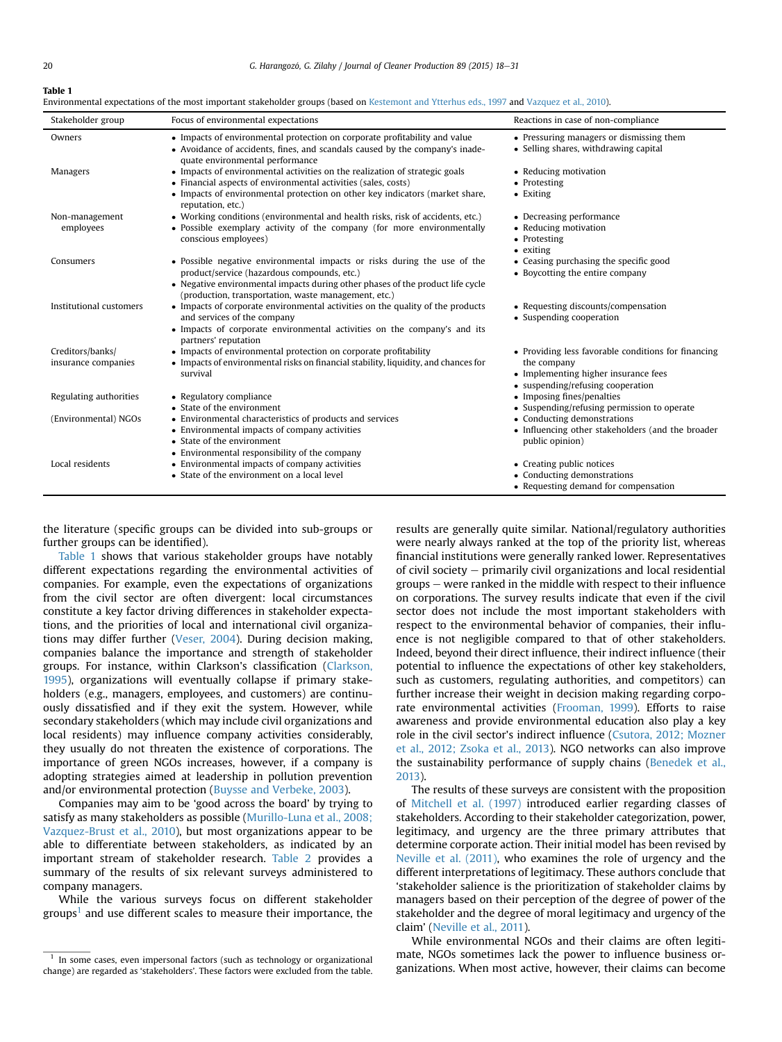**Table 1**
Environmental expectations of the most important stakeholder groups (based on Kestemont and Ytterhus eds., 1997 and Vazquez et al., 2010).

| Stakeholder group | Focus of environmental expectations | Reactions in case of non-compliance |
|---|---|---|
| Owners | • Impacts of environmental protection on corporate profitability and value<br>• Avoidance of accidents, fines, and scandals caused by the company's inadequate environmental performance | • Pressuring managers or dismissing them<br>• Selling shares, withdrawing capital |
| Managers | • Impacts of environmental activities on the realization of strategic goals<br>• Financial aspects of environmental activities (sales, costs)<br>• Impacts of environmental protection on other key indicators (market share, reputation, etc.) | • Reducing motivation<br>• Protesting<br>• Exiting |
| Non-management employees | • Working conditions (environmental and health risks, risk of accidents, etc.)<br>• Possible exemplary activity of the company (for more environmentally conscious employees) | • Decreasing performance<br>• Reducing motivation<br>• Protesting<br>• exiting |
| Consumers | • Possible negative environmental impacts or risks during the use of the product/service (hazardous compounds, etc.)<br>• Negative environmental impacts during other phases of the product life cycle (production, transportation, waste management, etc.) | • Ceasing purchasing the specific good<br>• Boycotting the entire company |
| Institutional customers | • Impacts of corporate environmental activities on the quality of the products and services of the company<br>• Impacts of corporate environmental activities on the company's and its partners' reputation | • Requesting discounts/compensation<br>• Suspending cooperation |
| Creditors/banks/ insurance companies | • Impacts of environmental protection on corporate profitability<br>• Impacts of environmental risks on financial stability, liquidity, and chances for survival | • Providing less favorable conditions for financing the company<br>• Implementing higher insurance fees<br>• suspending/refusing cooperation |
| Regulating authorities | • Regulatory compliance<br>• State of the environment | • Imposing fines/penalties<br>• Suspending/refusing permission to operate |
| (Environmental) NGOs | • Environmental characteristics of products and services<br>• Environmental impacts of company activities<br>• State of the environment<br>• Environmental responsibility of the company | • Conducting demonstrations<br>• Influencing other stakeholders (and the broader public opinion) |
| Local residents | • Environmental impacts of company activities<br>• State of the environment on a local level | • Creating public notices<br>• Conducting demonstrations<br>• Requesting demand for compensation |

the literature (specific groups can be divided into sub-groups or further groups can be identified).

Table 1 shows that various stakeholder groups have notably different expectations regarding the environmental activities of companies. For example, even the expectations of organizations from the civil sector are often divergent: local circumstances constitute a key factor driving differences in stakeholder expectations, and the priorities of local and international civil organizations may differ further (Veser, 2004). During decision making, companies balance the importance and strength of stakeholder groups. For instance, within Clarkson's classification (Clarkson, 1995), organizations will eventually collapse if primary stakeholders (e.g., managers, employees, and customers) are continuously dissatisfied and if they exit the system. However, while secondary stakeholders (which may include civil organizations and local residents) may influence company activities considerably, they usually do not threaten the existence of corporations. The importance of green NGOs increases, however, if a company is adopting strategies aimed at leadership in pollution prevention and/or environmental protection (Buysse and Verbeke, 2003).

Companies may aim to be 'good across the board' by trying to satisfy as many stakeholders as possible (Murillo-Luna et al., 2008; Vazquez-Brust et al., 2010), but most organizations appear to be able to differentiate between stakeholders, as indicated by an important stream of stakeholder research. Table 2 provides a summary of the results of six relevant surveys administered to company managers.

While the various surveys focus on different stakeholder groups[1] and use different scales to measure their importance, the results are generally quite similar. National/regulatory authorities were nearly always ranked at the top of the priority list, whereas financial institutions were generally ranked lower. Representatives of civil society – primarily civil organizations and local residential groups – were ranked in the middle with respect to their influence on corporations. The survey results indicate that even if the civil sector does not include the most important stakeholders with respect to the environmental behavior of companies, their influence is not negligible compared to that of other stakeholders. Indeed, beyond their direct influence, their indirect influence (their potential to influence the expectations of other key stakeholders, such as customers, regulating authorities, and competitors) can further increase their weight in decision making regarding corporate environmental activities (Frooman, 1999). Efforts to raise awareness and provide environmental education also play a key role in the civil sector's indirect influence (Csutora, 2012; Mozner et al., 2012; Zsoka et al., 2013). NGO networks can also improve the sustainability performance of supply chains (Benedek et al., 2013).

The results of these surveys are consistent with the proposition of Mitchell et al. (1997) introduced earlier regarding classes of stakeholders. According to their stakeholder categorization, power, legitimacy, and urgency are the three primary attributes that determine corporate action. Their initial model has been revised by Neville et al. (2011), who examines the role of urgency and the different interpretations of legitimacy. These authors conclude that 'stakeholder salience is the prioritization of stakeholder claims by managers based on their perception of the degree of power of the stakeholder and the degree of moral legitimacy and urgency of the claim' (Neville et al., 2011).

While environmental NGOs and their claims are often legitimate, NGOs sometimes lack the power to influence business organizations. When most active, however, their claims can become

[1] In some cases, even impersonal factors (such as technology or organizational change) are regarded as 'stakeholders'. These factors were excluded from the table.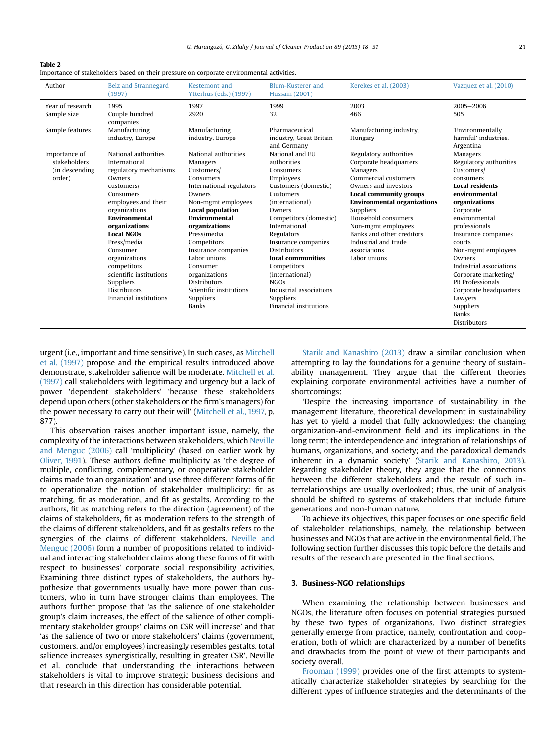**Table 2**
Importance of stakeholders based on their pressure on corporate environmental activities.

| Author | Belz and Strannegard (1997) | Kestemont and Ytterhus (eds.) (1997) | Blum-Kusterer and Hussain (2001) | Kerekes et al. (2003) | Vazquez et al. (2010) |
|---|---|---|---|---|---|
| Year of research | 1995 | 1997 | 1999 | 2003 | 2005–2006 |
| Sample size | Couple hundred companies | 2920 | 32 | 466 | 505 |
| Sample features | Manufacturing industry, Europe | Manufacturing industry, Europe | Pharmaceutical industry, Great Britain and Germany | Manufacturing industry, Hungary | 'Environmentally harmful' industries, Argentina |
| Importance of stakeholders (in descending order) | National authorities<br>International regulatory mechanisms<br>Owners<br>customers/<br>Consumers<br>employees and their organizations<br>**Environmental organizations**<br>**Local NGOs**<br>Press/media<br>Consumer organizations<br>competitors<br>scientific institutions<br>Suppliers<br>Distributors<br>Financial institutions | National authorities<br>Managers<br>Customers/<br>Consumers<br>International regulators<br>Owners<br>Non-mgmt employees<br>**Local population**<br>**Environmental organizations**<br>Press/media<br>Competitors<br>Insurance companies<br>Labor unions<br>Consumer organizations<br>Distributors<br>Scientific institutions<br>Suppliers<br>Banks | National and EU authorities<br>Consumers<br>Employees<br>Customers (domestic)<br>Customers (international)<br>Owners<br>Competitors (domestic)<br>International Regulators<br>Insurance companies<br>Distributors<br>**local communities**<br>Competitors (international)<br>NGOs<br>Industrial associations<br>Suppliers<br>Financial institutions | Regulatory authorities<br>Corporate headquarters<br>Managers<br>Commercial customers<br>Owners and investors<br>**Local community groups**<br>**Environmental organizations**<br>Suppliers<br>Household consumers<br>Non-mgmt employees<br>Banks and other creditors<br>Industrial and trade associations<br>Labor unions | Managers<br>Regulatory authorities<br>Customers/<br>consumers<br>**Local residents**<br>**environmental organizations**<br>Corporate environmental professionals<br>Insurance companies<br>courts<br>Non-mgmt employees<br>Owners<br>Industrial associations<br>Corporate marketing/<br>PR Professionals<br>Corporate headquarters<br>Lawyers<br>Suppliers<br>Banks<br>Distributors |

urgent (i.e., important and time sensitive). In such cases, as Mitchell et al. (1997) propose and the empirical results introduced above demonstrate, stakeholder salience will be moderate. Mitchell et al. (1997) call stakeholders with legitimacy and urgency but a lack of power 'dependent stakeholders' 'because these stakeholders depend upon others (other stakeholders or the firm's managers) for the power necessary to carry out their will' (Mitchell et al., 1997, p. 877).

This observation raises another important issue, namely, the complexity of the interactions between stakeholders, which Neville and Menguc (2006) call 'multiplicity' (based on earlier work by Oliver, 1991). These authors define multiplicity as 'the degree of multiple, conflicting, complementary, or cooperative stakeholder claims made to an organization' and use three different forms of fit to operationalize the notion of stakeholder multiplicity: fit as matching, fit as moderation, and fit as gestalts. According to the authors, fit as matching refers to the direction (agreement) of the claims of stakeholders, fit as moderation refers to the strength of the claims of different stakeholders, and fit as gestalts refers to the synergies of the claims of different stakeholders. Neville and Menguc (2006) form a number of propositions related to individual and interacting stakeholder claims along these forms of fit with respect to businesses' corporate social responsibility activities. Examining three distinct types of stakeholders, the authors hypothesize that governments usually have more power than customers, who in turn have stronger claims than employees. The authors further propose that 'as the salience of one stakeholder group's claim increases, the effect of the salience of other complimentary stakeholder groups' claims on CSR will increase' and that 'as the salience of two or more stakeholders' claims (government, customers, and/or employees) increasingly resembles gestalts, total salience increases synergistically, resulting in greater CSR'. Neville et al. conclude that understanding the interactions between stakeholders is vital to improve strategic business decisions and that research in this direction has considerable potential.

Starik and Kanashiro (2013) draw a similar conclusion when attempting to lay the foundations for a genuine theory of sustainability management. They argue that the different theories explaining corporate environmental activities have a number of shortcomings:

'Despite the increasing importance of sustainability in the management literature, theoretical development in sustainability has yet to yield a model that fully acknowledges: the changing organization-and-environment field and its implications in the long term; the interdependence and integration of relationships of humans, organizations, and society; and the paradoxical demands inherent in a dynamic society' (Starik and Kanashiro, 2013). Regarding stakeholder theory, they argue that the connections between the different stakeholders and the result of such interrelationships are usually overlooked; thus, the unit of analysis should be shifted to systems of stakeholders that include future generations and non-human nature.

To achieve its objectives, this paper focuses on one specific field of stakeholder relationships, namely, the relationship between businesses and NGOs that are active in the environmental field. The following section further discusses this topic before the details and results of the research are presented in the final sections.

## 3. Business-NGO relationships

When examining the relationship between businesses and NGOs, the literature often focuses on potential strategies pursued by these two types of organizations. Two distinct strategies generally emerge from practice, namely, confrontation and cooperation, both of which are characterized by a number of benefits and drawbacks from the point of view of their participants and society overall.

Frooman (1999) provides one of the first attempts to systematically characterize stakeholder strategies by searching for the different types of influence strategies and the determinants of the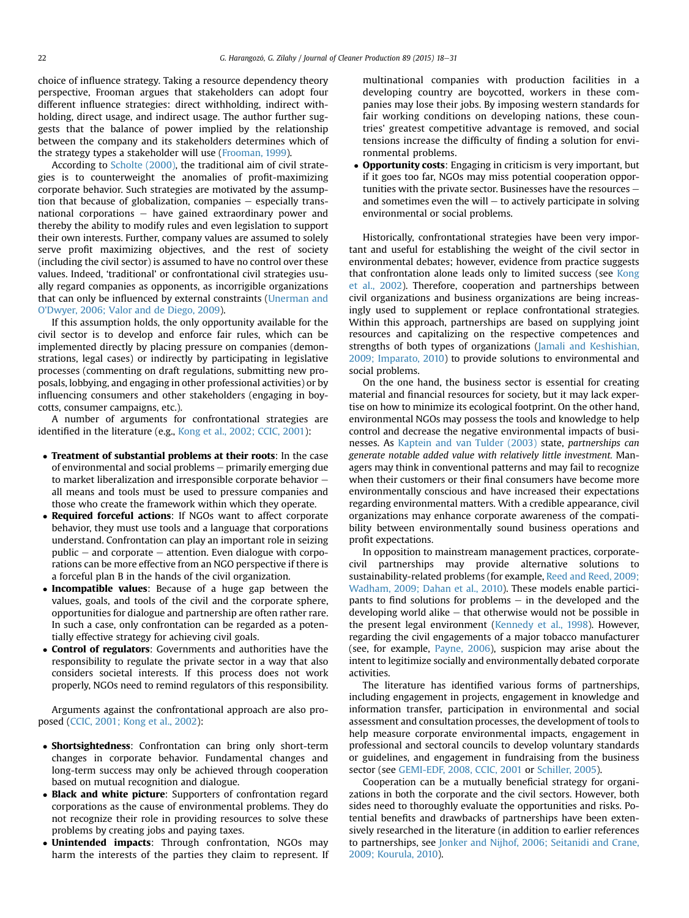choice of influence strategy. Taking a resource dependency theory perspective, Frooman argues that stakeholders can adopt four different influence strategies: direct withholding, indirect withholding, direct usage, and indirect usage. The author further suggests that the balance of power implied by the relationship between the company and its stakeholders determines which of the strategy types a stakeholder will use (Frooman, 1999).

According to Scholte (2000), the traditional aim of civil strategies is to counterweight the anomalies of profit-maximizing corporate behavior. Such strategies are motivated by the assumption that because of globalization, companies – especially transnational corporations – have gained extraordinary power and thereby the ability to modify rules and even legislation to support their own interests. Further, company values are assumed to solely serve profit maximizing objectives, and the rest of society (including the civil sector) is assumed to have no control over these values. Indeed, 'traditional' or confrontational civil strategies usually regard companies as opponents, as incorrigible organizations that can only be influenced by external constraints (Unerman and O'Dwyer, 2006; Valor and de Diego, 2009).

If this assumption holds, the only opportunity available for the civil sector is to develop and enforce fair rules, which can be implemented directly by placing pressure on companies (demonstrations, legal cases) or indirectly by participating in legislative processes (commenting on draft regulations, submitting new proposals, lobbying, and engaging in other professional activities) or by influencing consumers and other stakeholders (engaging in boycotts, consumer campaigns, etc.).

A number of arguments for confrontational strategies are identified in the literature (e.g., Kong et al., 2002; CCIC, 2001):

- **Treatment of substantial problems at their roots**: In the case of environmental and social problems – primarily emerging due to market liberalization and irresponsible corporate behavior – all means and tools must be used to pressure companies and those who create the framework within which they operate.
- **Required forceful actions**: If NGOs want to affect corporate behavior, they must use tools and a language that corporations understand. Confrontation can play an important role in seizing public – and corporate – attention. Even dialogue with corporations can be more effective from an NGO perspective if there is a forceful plan B in the hands of the civil organization.
- **Incompatible values**: Because of a huge gap between the values, goals, and tools of the civil and the corporate sphere, opportunities for dialogue and partnership are often rather rare. In such a case, only confrontation can be regarded as a potentially effective strategy for achieving civil goals.
- **Control of regulators**: Governments and authorities have the responsibility to regulate the private sector in a way that also considers societal interests. If this process does not work properly, NGOs need to remind regulators of this responsibility.

Arguments against the confrontational approach are also proposed (CCIC, 2001; Kong et al., 2002):

- **Shortsightedness**: Confrontation can bring only short-term changes in corporate behavior. Fundamental changes and long-term success may only be achieved through cooperation based on mutual recognition and dialogue.
- **Black and white picture**: Supporters of confrontation regard corporations as the cause of environmental problems. They do not recognize their role in providing resources to solve these problems by creating jobs and paying taxes.
- **Unintended impacts**: Through confrontation, NGOs may harm the interests of the parties they claim to represent. If multinational companies with production facilities in a developing country are boycotted, workers in these companies may lose their jobs. By imposing western standards for fair working conditions on developing nations, these countries' greatest competitive advantage is removed, and social tensions increase the difficulty of finding a solution for environmental problems.
- **Opportunity costs**: Engaging in criticism is very important, but if it goes too far, NGOs may miss potential cooperation opportunities with the private sector. Businesses have the resources – and sometimes even the will – to actively participate in solving environmental or social problems.

Historically, confrontational strategies have been very important and useful for establishing the weight of the civil sector in environmental debates; however, evidence from practice suggests that confrontation alone leads only to limited success (see Kong et al., 2002). Therefore, cooperation and partnerships between civil organizations and business organizations are being increasingly used to supplement or replace confrontational strategies. Within this approach, partnerships are based on supplying joint resources and capitalizing on the respective competences and strengths of both types of organizations (Jamali and Keshishian, 2009; Imparato, 2010) to provide solutions to environmental and social problems.

On the one hand, the business sector is essential for creating material and financial resources for society, but it may lack expertise on how to minimize its ecological footprint. On the other hand, environmental NGOs may possess the tools and knowledge to help control and decrease the negative environmental impacts of businesses. As Kaptein and van Tulder (2003) state, *partnerships can generate notable added value with relatively little investment.* Managers may think in conventional patterns and may fail to recognize when their customers or their final consumers have become more environmentally conscious and have increased their expectations regarding environmental matters. With a credible appearance, civil organizations may enhance corporate awareness of the compatibility between environmentally sound business operations and profit expectations.

In opposition to mainstream management practices, corporate-civil partnerships may provide alternative solutions to sustainability-related problems (for example, Reed and Reed, 2009; Wadham, 2009; Dahan et al., 2010). These models enable participants to find solutions for problems – in the developed and the developing world alike – that otherwise would not be possible in the present legal environment (Kennedy et al., 1998). However, regarding the civil engagements of a major tobacco manufacturer (see, for example, Payne, 2006), suspicion may arise about the intent to legitimize socially and environmentally debated corporate activities.

The literature has identified various forms of partnerships, including engagement in projects, engagement in knowledge and information transfer, participation in environmental and social assessment and consultation processes, the development of tools to help measure corporate environmental impacts, engagement in professional and sectoral councils to develop voluntary standards or guidelines, and engagement in fundraising from the business sector (see GEMI-EDF, 2008, CCIC, 2001 or Schiller, 2005).

Cooperation can be a mutually beneficial strategy for organizations in both the corporate and the civil sectors. However, both sides need to thoroughly evaluate the opportunities and risks. Potential benefits and drawbacks of partnerships have been extensively researched in the literature (in addition to earlier references to partnerships, see Jonker and Nijhof, 2006; Seitanidi and Crane, 2009; Kourula, 2010).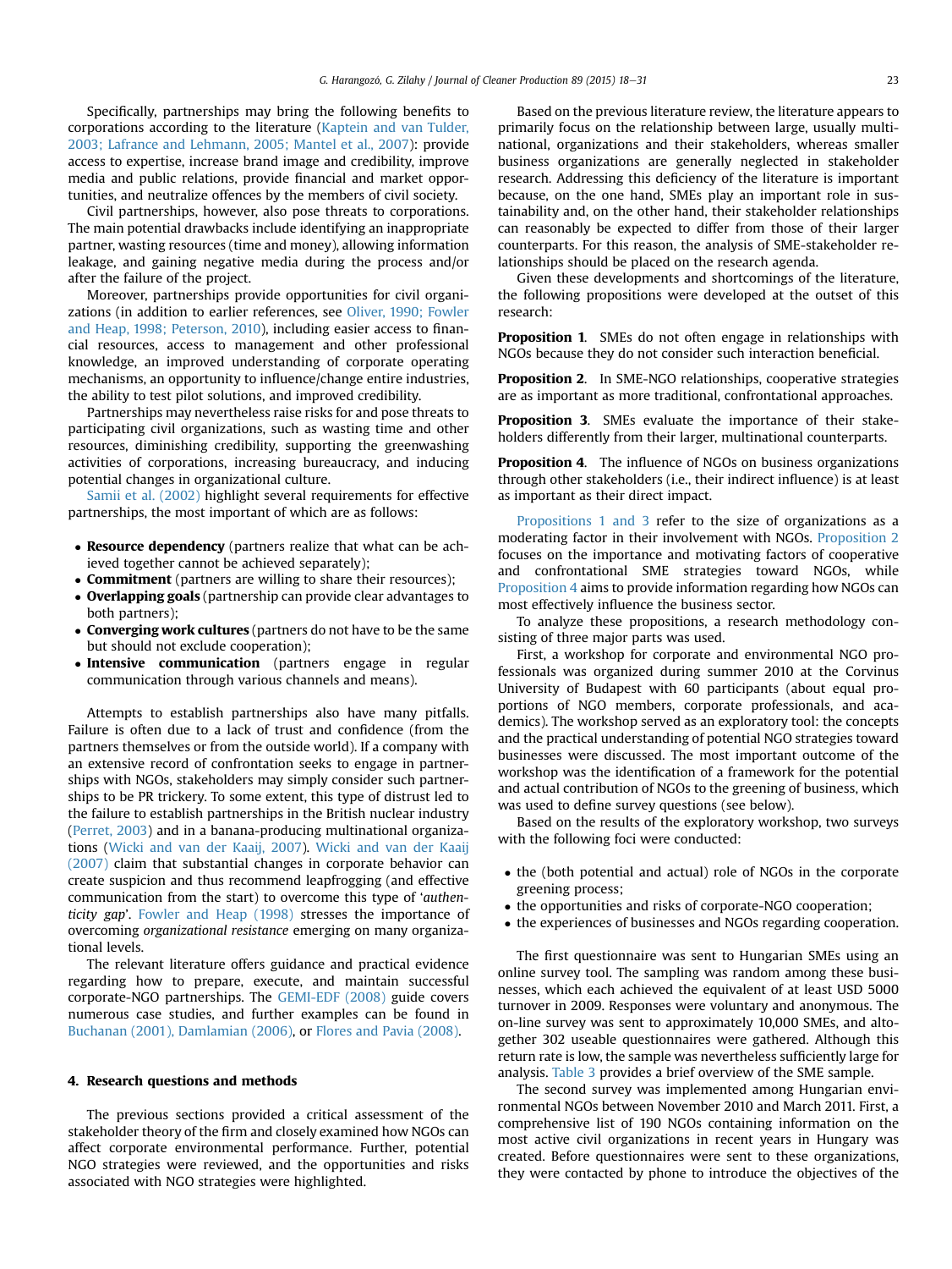Specifically, partnerships may bring the following benefits to corporations according to the literature (Kaptein and van Tulder, 2003; Lafrance and Lehmann, 2005; Mantel et al., 2007): provide access to expertise, increase brand image and credibility, improve media and public relations, provide financial and market opportunities, and neutralize offences by the members of civil society.

Civil partnerships, however, also pose threats to corporations. The main potential drawbacks include identifying an inappropriate partner, wasting resources (time and money), allowing information leakage, and gaining negative media during the process and/or after the failure of the project.

Moreover, partnerships provide opportunities for civil organizations (in addition to earlier references, see Oliver, 1990; Fowler and Heap, 1998; Peterson, 2010), including easier access to financial resources, access to management and other professional knowledge, an improved understanding of corporate operating mechanisms, an opportunity to influence/change entire industries, the ability to test pilot solutions, and improved credibility.

Partnerships may nevertheless raise risks for and pose threats to participating civil organizations, such as wasting time and other resources, diminishing credibility, supporting the greenwashing activities of corporations, increasing bureaucracy, and inducing potential changes in organizational culture.

Samii et al. (2002) highlight several requirements for effective partnerships, the most important of which are as follows:

- **Resource dependency** (partners realize that what can be achieved together cannot be achieved separately);
- **Commitment** (partners are willing to share their resources);
- **Overlapping goals** (partnership can provide clear advantages to both partners);
- **Converging work cultures** (partners do not have to be the same but should not exclude cooperation);
- **Intensive communication** (partners engage in regular communication through various channels and means).

Attempts to establish partnerships also have many pitfalls. Failure is often due to a lack of trust and confidence (from the partners themselves or from the outside world). If a company with an extensive record of confrontation seeks to engage in partnerships with NGOs, stakeholders may simply consider such partnerships to be PR trickery. To some extent, this type of distrust led to the failure to establish partnerships in the British nuclear industry (Perret, 2003) and in a banana-producing multinational organizations (Wicki and van der Kaaij, 2007). Wicki and van der Kaaij (2007) claim that substantial changes in corporate behavior can create suspicion and thus recommend leapfrogging (and effective communication from the start) to overcome this type of '*authenticity gap*'. Fowler and Heap (1998) stresses the importance of overcoming *organizational resistance* emerging on many organizational levels.

The relevant literature offers guidance and practical evidence regarding how to prepare, execute, and maintain successful corporate-NGO partnerships. The GEMI-EDF (2008) guide covers numerous case studies, and further examples can be found in Buchanan (2001), Damlamian (2006), or Flores and Pavia (2008).

## 4. Research questions and methods

The previous sections provided a critical assessment of the stakeholder theory of the firm and closely examined how NGOs can affect corporate environmental performance. Further, potential NGO strategies were reviewed, and the opportunities and risks associated with NGO strategies were highlighted.

Based on the previous literature review, the literature appears to primarily focus on the relationship between large, usually multinational, organizations and their stakeholders, whereas smaller business organizations are generally neglected in stakeholder research. Addressing this deficiency of the literature is important because, on the one hand, SMEs play an important role in sustainability and, on the other hand, their stakeholder relationships can reasonably be expected to differ from those of their larger counterparts. For this reason, the analysis of SME-stakeholder relationships should be placed on the research agenda.

Given these developments and shortcomings of the literature, the following propositions were developed at the outset of this research:

**Proposition 1**. SMEs do not often engage in relationships with NGOs because they do not consider such interaction beneficial.

**Proposition 2**. In SME-NGO relationships, cooperative strategies are as important as more traditional, confrontational approaches.

**Proposition 3**. SMEs evaluate the importance of their stakeholders differently from their larger, multinational counterparts.

**Proposition 4**. The influence of NGOs on business organizations through other stakeholders (i.e., their indirect influence) is at least as important as their direct impact.

Propositions 1 and 3 refer to the size of organizations as a moderating factor in their involvement with NGOs. Proposition 2 focuses on the importance and motivating factors of cooperative and confrontational SME strategies toward NGOs, while Proposition 4 aims to provide information regarding how NGOs can most effectively influence the business sector.

To analyze these propositions, a research methodology consisting of three major parts was used.

First, a workshop for corporate and environmental NGO professionals was organized during summer 2010 at the Corvinus University of Budapest with 60 participants (about equal proportions of NGO members, corporate professionals, and academics). The workshop served as an exploratory tool: the concepts and the practical understanding of potential NGO strategies toward businesses were discussed. The most important outcome of the workshop was the identification of a framework for the potential and actual contribution of NGOs to the greening of business, which was used to define survey questions (see below).

Based on the results of the exploratory workshop, two surveys with the following foci were conducted:

- the (both potential and actual) role of NGOs in the corporate greening process;
- the opportunities and risks of corporate-NGO cooperation;
- the experiences of businesses and NGOs regarding cooperation.

The first questionnaire was sent to Hungarian SMEs using an online survey tool. The sampling was random among these businesses, which each achieved the equivalent of at least USD 5000 turnover in 2009. Responses were voluntary and anonymous. The on-line survey was sent to approximately 10,000 SMEs, and altogether 302 useable questionnaires were gathered. Although this return rate is low, the sample was nevertheless sufficiently large for analysis. Table 3 provides a brief overview of the SME sample.

The second survey was implemented among Hungarian environmental NGOs between November 2010 and March 2011. First, a comprehensive list of 190 NGOs containing information on the most active civil organizations in recent years in Hungary was created. Before questionnaires were sent to these organizations, they were contacted by phone to introduce the objectives of the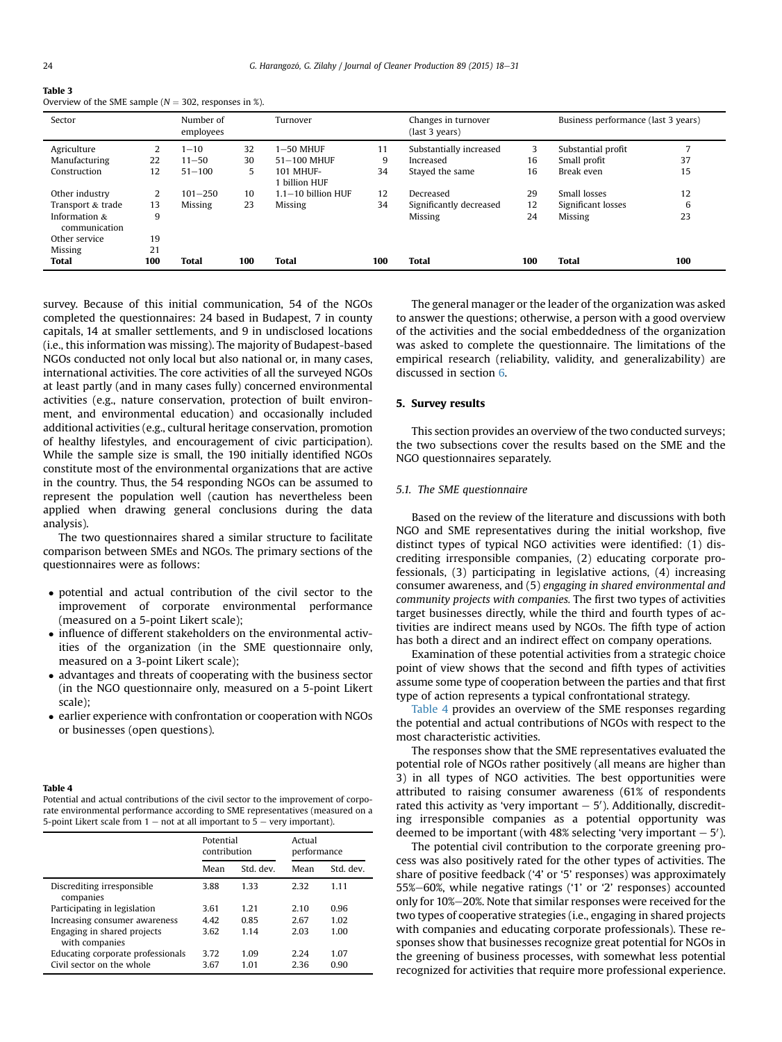**Table 3**
Overview of the SME sample (N = 302, responses in %).

| Sector | | Number of employees | | Turnover | | Changes in turnover (last 3 years) | | Business performance (last 3 years) | |
|---|---|---|---|---|---|---|---|---|---|
| Agriculture | 2 | 1–10 | 32 | 1–50 MHUF | 11 | Substantially increased | 3 | Substantial profit | 7 |
| Manufacturing | 22 | 11–50 | 30 | 51–100 MHUF | 9 | Increased | 16 | Small profit | 37 |
| Construction | 12 | 51–100 | 5 | 101 MHUF-1 billion HUF | 34 | Stayed the same | 16 | Break even | 15 |
| Other industry | 2 | 101–250 | 10 | 1.1–10 billion HUF | 12 | Decreased | 29 | Small losses | 12 |
| Transport & trade | 13 | Missing | 23 | Missing | 34 | Significantly decreased | 12 | Significant losses | 6 |
| Information & communication | 9 | | | | | Missing | 24 | Missing | 23 |
| Other service | 19 | | | | | | | | |
| Missing | 21 | | | | | | | | |
| **Total** | **100** | **Total** | **100** | **Total** | **100** | **Total** | **100** | **Total** | **100** |

survey. Because of this initial communication, 54 of the NGOs completed the questionnaires: 24 based in Budapest, 7 in county capitals, 14 at smaller settlements, and 9 in undisclosed locations (i.e., this information was missing). The majority of Budapest-based NGOs conducted not only local but also national or, in many cases, international activities. The core activities of all the surveyed NGOs at least partly (and in many cases fully) concerned environmental activities (e.g., nature conservation, protection of built environment, and environmental education) and occasionally included additional activities (e.g., cultural heritage conservation, promotion of healthy lifestyles, and encouragement of civic participation). While the sample size is small, the 190 initially identified NGOs constitute most of the environmental organizations that are active in the country. Thus, the 54 responding NGOs can be assumed to represent the population well (caution has nevertheless been applied when drawing general conclusions during the data analysis).

The two questionnaires shared a similar structure to facilitate comparison between SMEs and NGOs. The primary sections of the questionnaires were as follows:

- potential and actual contribution of the civil sector to the improvement of corporate environmental performance (measured on a 5-point Likert scale);
- influence of different stakeholders on the environmental activities of the organization (in the SME questionnaire only, measured on a 3-point Likert scale);
- advantages and threats of cooperating with the business sector (in the NGO questionnaire only, measured on a 5-point Likert scale);
- earlier experience with confrontation or cooperation with NGOs or businesses (open questions).

**Table 4**
Potential and actual contributions of the civil sector to the improvement of corporate environmental performance according to SME representatives (measured on a 5-point Likert scale from 1 – not at all important to 5 – very important).

| | Potential contribution | | Actual performance | |
|---|---|---|---|---|
| | Mean | Std. dev. | Mean | Std. dev. |
| Discrediting irresponsible companies | 3.88 | 1.33 | 2.32 | 1.11 |
| Participating in legislation | 3.61 | 1.21 | 2.10 | 0.96 |
| Increasing consumer awareness | 4.42 | 0.85 | 2.67 | 1.02 |
| Engaging in shared projects with companies | 3.62 | 1.14 | 2.03 | 1.00 |
| Educating corporate professionals | 3.72 | 1.09 | 2.24 | 1.07 |
| Civil sector on the whole | 3.67 | 1.01 | 2.36 | 0.90 |

The general manager or the leader of the organization was asked to answer the questions; otherwise, a person with a good overview of the activities and the social embeddedness of the organization was asked to complete the questionnaire. The limitations of the empirical research (reliability, validity, and generalizability) are discussed in section 6.

## 5. Survey results

This section provides an overview of the two conducted surveys; the two subsections cover the results based on the SME and the NGO questionnaires separately.

### 5.1. The SME questionnaire

Based on the review of the literature and discussions with both NGO and SME representatives during the initial workshop, five distinct types of typical NGO activities were identified: (1) discrediting irresponsible companies, (2) educating corporate professionals, (3) participating in legislative actions, (4) increasing consumer awareness, and (5) *engaging in shared environmental and community projects with companies.* The first two types of activities target businesses directly, while the third and fourth types of activities are indirect means used by NGOs. The fifth type of action has both a direct and an indirect effect on company operations.

Examination of these potential activities from a strategic choice point of view shows that the second and fifth types of activities assume some type of cooperation between the parties and that first type of action represents a typical confrontational strategy.

Table 4 provides an overview of the SME responses regarding the potential and actual contributions of NGOs with respect to the most characteristic activities.

The responses show that the SME representatives evaluated the potential role of NGOs rather positively (all means are higher than 3) in all types of NGO activities. The best opportunities were attributed to raising consumer awareness (61% of respondents rated this activity as 'very important – 5'). Additionally, discrediting irresponsible companies as a potential opportunity was deemed to be important (with 48% selecting 'very important – 5').

The potential civil contribution to the corporate greening process was also positively rated for the other types of activities. The share of positive feedback ('4' or '5' responses) was approximately 55%–60%, while negative ratings ('1' or '2' responses) accounted only for 10%–20%. Note that similar responses were received for the two types of cooperative strategies (i.e., engaging in shared projects with companies and educating corporate professionals). These responses show that businesses recognize great potential for NGOs in the greening of business processes, with somewhat less potential recognized for activities that require more professional experience.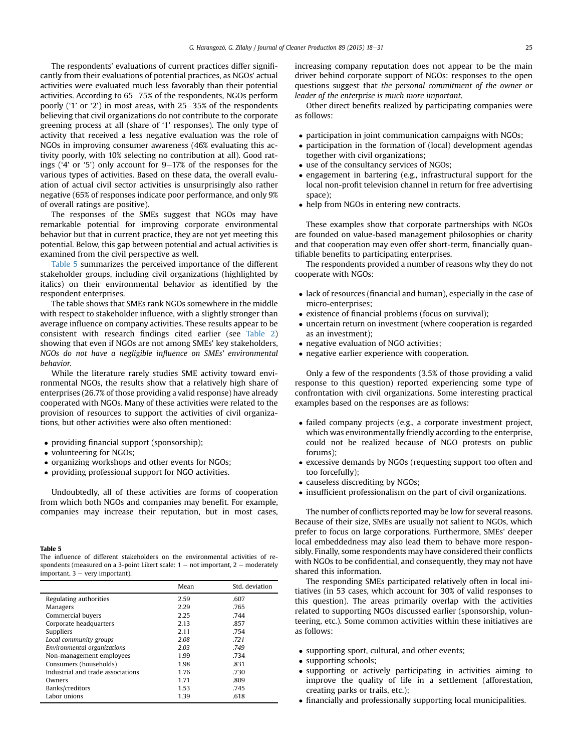The respondents' evaluations of current practices differ significantly from their evaluations of potential practices, as NGOs' actual activities were evaluated much less favorably than their potential activities. According to 65–75% of the respondents, NGOs perform poorly ('1' or '2') in most areas, with 25–35% of the respondents believing that civil organizations do not contribute to the corporate greening process at all (share of '1' responses). The only type of activity that received a less negative evaluation was the role of NGOs in improving consumer awareness (46% evaluating this activity poorly, with 10% selecting no contribution at all). Good ratings ('4' or '5') only account for 9–17% of the responses for the various types of activities. Based on these data, the overall evaluation of actual civil sector activities is unsurprisingly also rather negative (65% of responses indicate poor performance, and only 9% of overall ratings are positive).

The responses of the SMEs suggest that NGOs may have remarkable potential for improving corporate environmental behavior but that in current practice, they are not yet meeting this potential. Below, this gap between potential and actual activities is examined from the civil perspective as well.

Table 5 summarizes the perceived importance of the different stakeholder groups, including civil organizations (highlighted by italics) on their environmental behavior as identified by the respondent enterprises.

The table shows that SMEs rank NGOs somewhere in the middle with respect to stakeholder influence, with a slightly stronger than average influence on company activities. These results appear to be consistent with research findings cited earlier (see Table 2) showing that even if NGOs are not among SMEs' key stakeholders, *NGOs do not have a negligible influence on SMEs' environmental behavior.*

While the literature rarely studies SME activity toward environmental NGOs, the results show that a relatively high share of enterprises (26.7% of those providing a valid response) have already cooperated with NGOs. Many of these activities were related to the provision of resources to support the activities of civil organizations, but other activities were also often mentioned:

- providing financial support (sponsorship);
- volunteering for NGOs;
- organizing workshops and other events for NGOs;
- providing professional support for NGO activities.

Undoubtedly, all of these activities are forms of cooperation from which both NGOs and companies may benefit. For example, companies may increase their reputation, but in most cases, increasing company reputation does not appear to be the main driver behind corporate support of NGOs: responses to the open questions suggest that *the personal commitment of the owner or leader of the enterprise is much more important.*

Other direct benefits realized by participating companies were as follows:

- participation in joint communication campaigns with NGOs;
- participation in the formation of (local) development agendas together with civil organizations;
- use of the consultancy services of NGOs;
- engagement in bartering (e.g., infrastructural support for the local non-profit television channel in return for free advertising space);
- help from NGOs in entering new contracts.

These examples show that corporate partnerships with NGOs are founded on value-based management philosophies or charity and that cooperation may even offer short-term, financially quantifiable benefits to participating enterprises.

The respondents provided a number of reasons why they do not cooperate with NGOs:

- lack of resources (financial and human), especially in the case of micro-enterprises;
- existence of financial problems (focus on survival);
- uncertain return on investment (where cooperation is regarded as an investment);
- negative evaluation of NGO activities;
- negative earlier experience with cooperation.

Only a few of the respondents (3.5% of those providing a valid response to this question) reported experiencing some type of confrontation with civil organizations. Some interesting practical examples based on the responses are as follows:

- failed company projects (e.g., a corporate investment project, which was environmentally friendly according to the enterprise, could not be realized because of NGO protests on public forums);
- excessive demands by NGOs (requesting support too often and too forcefully);
- causeless discrediting by NGOs;
- insufficient professionalism on the part of civil organizations.

The number of conflicts reported may be low for several reasons. Because of their size, SMEs are usually not salient to NGOs, which prefer to focus on large corporations. Furthermore, SMEs' deeper local embeddedness may also lead them to behave more responsibly. Finally, some respondents may have considered their conflicts with NGOs to be confidential, and consequently, they may not have shared this information.

The responding SMEs participated relatively often in local initiatives (in 53 cases, which account for 30% of valid responses to this question). The areas primarily overlap with the activities related to supporting NGOs discussed earlier (sponsorship, volunteering, etc.). Some common activities within these initiatives are as follows:

- supporting sport, cultural, and other events;
- supporting schools;
- supporting or actively participating in activities aiming to improve the quality of life in a settlement (afforestation, creating parks or trails, etc.);
- financially and professionally supporting local municipalities.

**Table 5**
The influence of different stakeholders on the environmental activities of respondents (measured on a 3-point Likert scale: 1 – not important, 2 – moderately important, 3 – very important).

| | Mean | Std. deviation |
|---|---|---|
| Regulating authorities | 2.59 | .607 |
| Managers | 2.29 | .765 |
| Commercial buyers | 2.25 | .744 |
| Corporate headquarters | 2.13 | .857 |
| Suppliers | 2.11 | .754 |
| *Local community groups* | *2.08* | *.721* |
| *Environmental organizations* | *2.03* | *.749* |
| Non-management employees | 1.99 | .734 |
| Consumers (households) | 1.98 | .831 |
| Industrial and trade associations | 1.76 | .730 |
| Owners | 1.71 | .809 |
| Banks/creditors | 1.53 | .745 |
| Labor unions | 1.39 | .618 |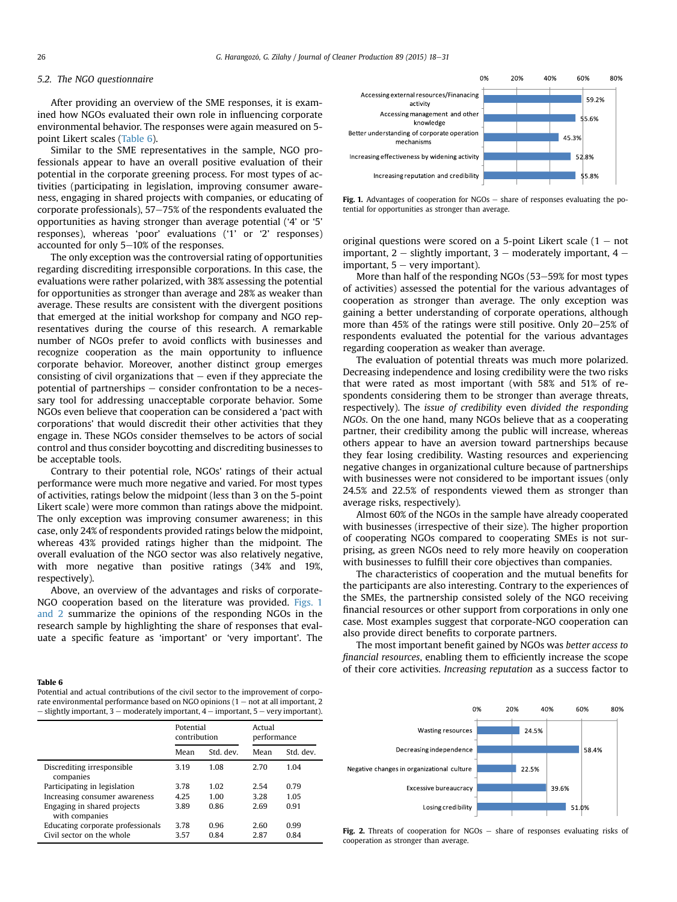### 5.2. The NGO questionnaire

After providing an overview of the SME responses, it is examined how NGOs evaluated their own role in influencing corporate environmental behavior. The responses were again measured on 5-point Likert scales (Table 6).

Similar to the SME representatives in the sample, NGO professionals appear to have an overall positive evaluation of their potential in the corporate greening process. For most types of activities (participating in legislation, improving consumer awareness, engaging in shared projects with companies, or educating of corporate professionals), 57–75% of the respondents evaluated the opportunities as having stronger than average potential ('4' or '5' responses), whereas 'poor' evaluations ('1' or '2' responses) accounted for only 5–10% of the responses.

The only exception was the controversial rating of opportunities regarding discrediting irresponsible corporations. In this case, the evaluations were rather polarized, with 38% assessing the potential for opportunities as stronger than average and 28% as weaker than average. These results are consistent with the divergent positions that emerged at the initial workshop for company and NGO representatives during the course of this research. A remarkable number of NGOs prefer to avoid conflicts with businesses and recognize cooperation as the main opportunity to influence corporate behavior. Moreover, another distinct group emerges consisting of civil organizations that – even if they appreciate the potential of partnerships – consider confrontation to be a necessary tool for addressing unacceptable corporate behavior. Some NGOs even believe that cooperation can be considered a 'pact with corporations' that would discredit their other activities that they engage in. These NGOs consider themselves to be actors of social control and thus consider boycotting and discrediting businesses to be acceptable tools.

Contrary to their potential role, NGOs' ratings of their actual performance were much more negative and varied. For most types of activities, ratings below the midpoint (less than 3 on the 5-point Likert scale) were more common than ratings above the midpoint. The only exception was improving consumer awareness; in this case, only 24% of respondents provided ratings below the midpoint, whereas 43% provided ratings higher than the midpoint. The overall evaluation of the NGO sector was also relatively negative, with more negative than positive ratings (34% and 19%, respectively).

Above, an overview of the advantages and risks of corporate-NGO cooperation based on the literature was provided. Figs. 1 and 2 summarize the opinions of the responding NGOs in the research sample by highlighting the share of responses that evaluate a specific feature as 'important' or 'very important'. The original questions were scored on a 5-point Likert scale (1 – not important, 2 – slightly important, 3 – moderately important, 4 – important, 5 – very important).

**Table 6**
Potential and actual contributions of the civil sector to the improvement of corporate environmental performance based on NGO opinions (1 – not at all important, 2 – slightly important, 3 – moderately important, 4 – important, 5 – very important).

| | Potential contribution | | Actual performance | |
|---|---|---|---|---|
| | Mean | Std. dev. | Mean | Std. dev. |
| Discrediting irresponsible companies | 3.19 | 1.08 | 2.70 | 1.04 |
| Participating in legislation | 3.78 | 1.02 | 2.54 | 0.79 |
| Increasing consumer awareness | 4.25 | 1.00 | 3.28 | 1.05 |
| Engaging in shared projects with companies | 3.89 | 0.86 | 2.69 | 0.91 |
| Educating corporate professionals | 3.78 | 0.96 | 2.60 | 0.99 |
| Civil sector on the whole | 3.57 | 0.84 | 2.87 | 0.84 |

| Advantage | Share |
|---|---|
| Accessing external resources/Financing activity | 59.2% |
| Accessing management and other knowledge | 55.6% |
| Better understanding of corporate operation mechanisms | 45.3% |
| Increasing effectiveness by widening activity | 52.8% |
| Increasing reputation and credibility | 55.8% |

**Fig. 1.** Advantages of cooperation for NGOs – share of responses evaluating the potential for opportunities as stronger than average.

More than half of the responding NGOs (53–59% for most types of activities) assessed the potential for the various advantages of cooperation as stronger than average. The only exception was gaining a better understanding of corporate operations, although more than 45% of the ratings were still positive. Only 20–25% of respondents evaluated the potential for the various advantages regarding cooperation as weaker than average.

The evaluation of potential threats was much more polarized. Decreasing independence and losing credibility were the two risks that were rated as most important (with 58% and 51% of respondents considering them to be stronger than average threats, respectively). The *issue of credibility* even *divided the responding NGOs*. On the one hand, many NGOs believe that as a cooperating partner, their credibility among the public will increase, whereas others appear to have an aversion toward partnerships because they fear losing credibility. Wasting resources and experiencing negative changes in organizational culture because of partnerships with businesses were not considered to be important issues (only 24.5% and 22.5% of respondents viewed them as stronger than average risks, respectively).

Almost 60% of the NGOs in the sample have already cooperated with businesses (irrespective of their size). The higher proportion of cooperating NGOs compared to cooperating SMEs is not surprising, as green NGOs need to rely more heavily on cooperation with businesses to fulfill their core objectives than companies.

The characteristics of cooperation and the mutual benefits for the participants are also interesting. Contrary to the experiences of the SMEs, the partnership consisted solely of the NGO receiving financial resources or other support from corporations in only one case. Most examples suggest that corporate-NGO cooperation can also provide direct benefits to corporate partners.

The most important benefit gained by NGOs was *better access to financial resources*, enabling them to efficiently increase the scope of their core activities. *Increasing reputation* as a success factor to

| Threat | Share |
|---|---|
| Wasting resources | 24.5% |
| Decreasing independence | 58.4% |
| Negative changes in organizational culture | 22.5% |
| Excessive bureaucracy | 39.6% |
| Losing credibility | 51.0% |

**Fig. 2.** Threats of cooperation for NGOs – share of responses evaluating risks of cooperation as stronger than average.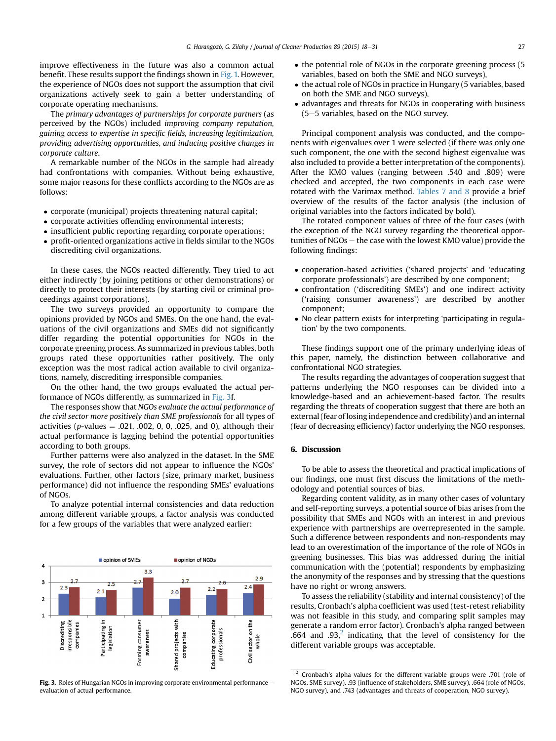improve effectiveness in the future was also a common actual benefit. These results support the findings shown in Fig. 1. However, the experience of NGOs does not support the assumption that civil organizations actively seek to gain a better understanding of corporate operating mechanisms.

The *primary advantages of partnerships for corporate partners* (as perceived by the NGOs) included *improving company reputation, gaining access to expertise in specific fields, increasing legitimization, providing advertising opportunities, and inducing positive changes in corporate culture*.

A remarkable number of the NGOs in the sample had already had confrontations with companies. Without being exhaustive, some major reasons for these conflicts according to the NGOs are as follows:

- corporate (municipal) projects threatening natural capital;
- corporate activities offending environmental interests;
- insufficient public reporting regarding corporate operations;
- profit-oriented organizations active in fields similar to the NGOs discrediting civil organizations.

In these cases, the NGOs reacted differently. They tried to act either indirectly (by joining petitions or other demonstrations) or directly to protect their interests (by starting civil or criminal proceedings against corporations).

The two surveys provided an opportunity to compare the opinions provided by NGOs and SMEs. On the one hand, the evaluations of the civil organizations and SMEs did not significantly differ regarding the potential opportunities for NGOs in the corporate greening process. As summarized in previous tables, both groups rated these opportunities rather positively. The only exception was the most radical action available to civil organizations, namely, discrediting irresponsible companies.

On the other hand, the two groups evaluated the actual performance of NGOs differently, as summarized in Fig. 3f.

The responses show that *NGOs evaluate the actual performance of the civil sector more positively than SME professionals* for all types of activities ($p$-values = .021, .002, 0, 0, .025, and 0), although their actual performance is lagging behind the potential opportunities according to both groups.

Further patterns were also analyzed in the dataset. In the SME survey, the role of sectors did not appear to influence the NGOs' evaluations. Further, other factors (size, primary market, business performance) did not influence the responding SMEs' evaluations of NGOs.

To analyze potential internal consistencies and data reduction among different variable groups, a factor analysis was conducted for a few groups of the variables that were analyzed earlier:

| | Discrediting irresponsible companies | Participating in legislation | Forming consumer awareness | Shared projects with companies | Educating corporate professionals | Civil sector on the whole |
|---|---|---|---|---|---|---|
| opinion of SMEs | 2.3 | 2.1 | 2.7 | 2.0 | 2.2 | 2.4 |
| opinion of NGOs | 2.7 | 2.5 | 3.3 | 2.7 | 2.6 | 2.9 |

**Fig. 3.** Roles of Hungarian NGOs in improving corporate environmental performance – evaluation of actual performance.

- the potential role of NGOs in the corporate greening process (5 variables, based on both the SME and NGO surveys),
- the actual role of NGOs in practice in Hungary (5 variables, based on both the SME and NGO surveys),
- advantages and threats for NGOs in cooperating with business (5–5 variables, based on the NGO survey.

Principal component analysis was conducted, and the components with eigenvalues over 1 were selected (if there was only one such component, the one with the second highest eigenvalue was also included to provide a better interpretation of the components). After the KMO values (ranging between .540 and .809) were checked and accepted, the two components in each case were rotated with the Varimax method. Tables 7 and 8 provide a brief overview of the results of the factor analysis (the inclusion of original variables into the factors indicated by bold).

The rotated component values of three of the four cases (with the exception of the NGO survey regarding the theoretical opportunities of NGOs – the case with the lowest KMO value) provide the following findings:

- cooperation-based activities ('shared projects' and 'educating corporate professionals') are described by one component;
- confrontation ('discrediting SMEs') and one indirect activity ('raising consumer awareness') are described by another component;
- No clear pattern exists for interpreting 'participating in regulation' by the two components.

These findings support one of the primary underlying ideas of this paper, namely, the distinction between collaborative and confrontational NGO strategies.

The results regarding the advantages of cooperation suggest that patterns underlying the NGO responses can be divided into a knowledge-based and an achievement-based factor. The results regarding the threats of cooperation suggest that there are both an external (fear of losing independence and credibility) and an internal (fear of decreasing efficiency) factor underlying the NGO responses.

## 6. Discussion

To be able to assess the theoretical and practical implications of our findings, one must first discuss the limitations of the methodology and potential sources of bias.

Regarding content validity, as in many other cases of voluntary and self-reporting surveys, a potential source of bias arises from the possibility that SMEs and NGOs with an interest in and previous experience with partnerships are overrepresented in the sample. Such a difference between respondents and non-respondents may lead to an overestimation of the importance of the role of NGOs in greening businesses. This bias was addressed during the initial communication with the (potential) respondents by emphasizing the anonymity of the responses and by stressing that the questions have no right or wrong answers.

To assess the reliability (stability and internal consistency) of the results, Cronbach's alpha coefficient was used (test-retest reliability was not feasible in this study, and comparing split samples may generate a random error factor). Cronbach's alpha ranged between .664 and .93,[2] indicating that the level of consistency for the different variable groups was acceptable.

[2] Cronbach's alpha values for the different variable groups were .701 (role of NGOs, SME survey), .93 (influence of stakeholders, SME survey), .664 (role of NGOs, NGO survey), and .743 (advantages and threats of cooperation, NGO survey).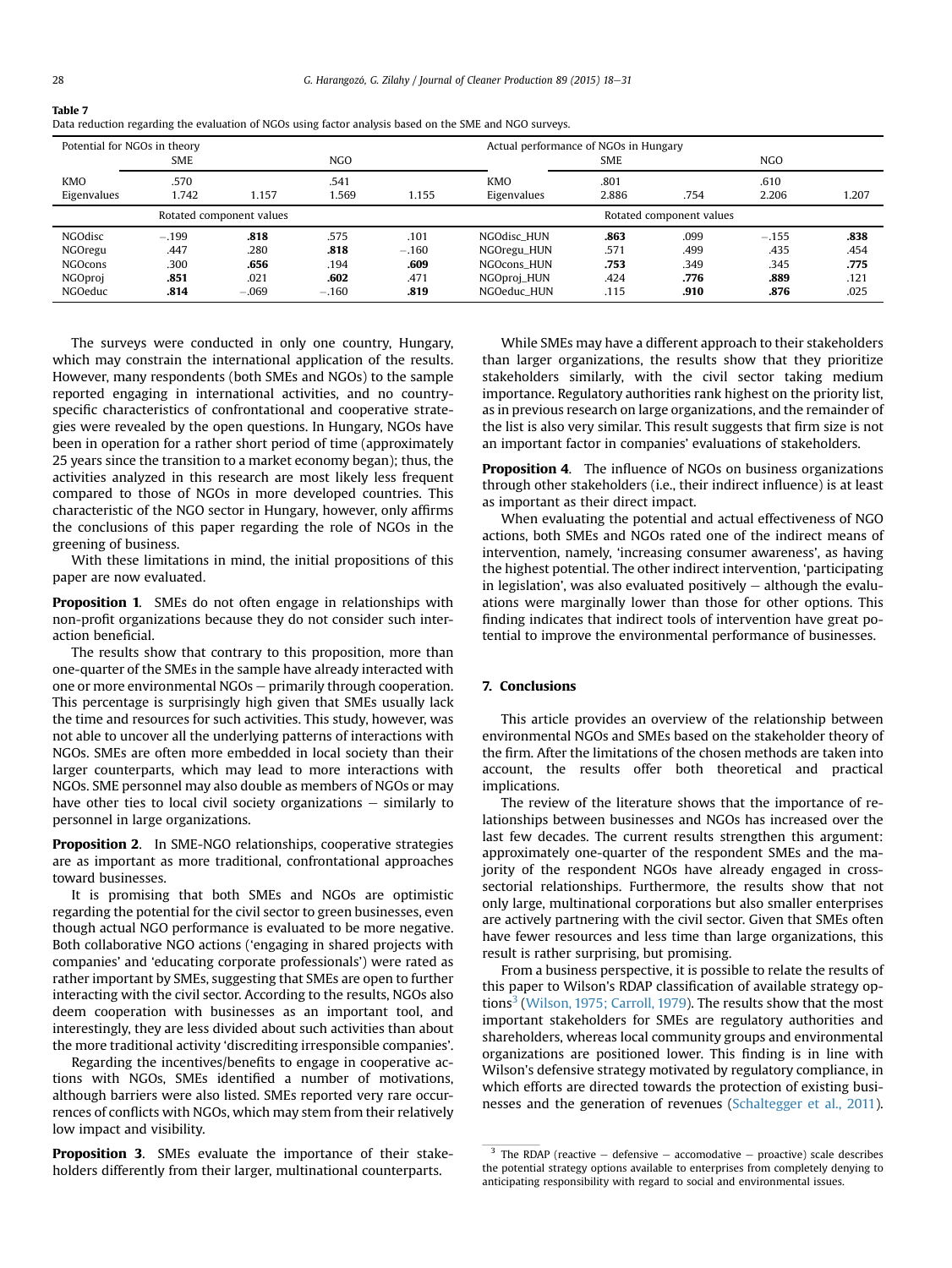**Table 7**
Data reduction regarding the evaluation of NGOs using factor analysis based on the SME and NGO surveys.

| Potential for NGOs in theory | | | | | Actual performance of NGOs in Hungary | | | | |
|---|---|---|---|---|---|---|---|---|---|
| | SME | | NGO | | | SME | | NGO | |
| KMO | .570 | | .541 | | KMO | .801 | | .610 | |
| Eigenvalues | 1.742 | 1.157 | 1.569 | 1.155 | Eigenvalues | 2.886 | .754 | 2.206 | 1.207 |
| | Rotated component values | | | | | Rotated component values | | | |
| NGOdisc | −.199 | **.818** | .575 | .101 | NGOdisc_HUN | **.863** | .099 | −.155 | **.838** |
| NGOregu | .447 | .280 | **.818** | −.160 | NGOregu_HUN | .571 | .499 | .435 | .454 |
| NGOcons | .300 | **.656** | .194 | **.609** | NGOcons_HUN | **.753** | .349 | .345 | **.775** |
| NGOproj | **.851** | .021 | **.602** | .471 | NGOproj_HUN | .424 | **.776** | **.889** | .121 |
| NGOeduc | **.814** | −.069 | −.160 | **.819** | NGOeduc_HUN | .115 | **.910** | **.876** | .025 |

The surveys were conducted in only one country, Hungary, which may constrain the international application of the results. However, many respondents (both SMEs and NGOs) to the sample reported engaging in international activities, and no country-specific characteristics of confrontational and cooperative strategies were revealed by the open questions. In Hungary, NGOs have been in operation for a rather short period of time (approximately 25 years since the transition to a market economy began); thus, the activities analyzed in this research are most likely less frequent compared to those of NGOs in more developed countries. This characteristic of the NGO sector in Hungary, however, only affirms the conclusions of this paper regarding the role of NGOs in the greening of business.

With these limitations in mind, the initial propositions of this paper are now evaluated.

**Proposition 1**. SMEs do not often engage in relationships with non-profit organizations because they do not consider such interaction beneficial.

The results show that contrary to this proposition, more than one-quarter of the SMEs in the sample have already interacted with one or more environmental NGOs – primarily through cooperation. This percentage is surprisingly high given that SMEs usually lack the time and resources for such activities. This study, however, was not able to uncover all the underlying patterns of interactions with NGOs. SMEs are often more embedded in local society than their larger counterparts, which may lead to more interactions with NGOs. SME personnel may also double as members of NGOs or may have other ties to local civil society organizations – similarly to personnel in large organizations.

**Proposition 2**. In SME-NGO relationships, cooperative strategies are as important as more traditional, confrontational approaches toward businesses.

It is promising that both SMEs and NGOs are optimistic regarding the potential for the civil sector to green businesses, even though actual NGO performance is evaluated to be more negative. Both collaborative NGO actions ('engaging in shared projects with companies' and 'educating corporate professionals') were rated as rather important by SMEs, suggesting that SMEs are open to further interacting with the civil sector. According to the results, NGOs also deem cooperation with businesses as an important tool, and interestingly, they are less divided about such activities than about the more traditional activity 'discrediting irresponsible companies'.

Regarding the incentives/benefits to engage in cooperative actions with NGOs, SMEs identified a number of motivations, although barriers were also listed. SMEs reported very rare occurrences of conflicts with NGOs, which may stem from their relatively low impact and visibility.

**Proposition 3**. SMEs evaluate the importance of their stakeholders differently from their larger, multinational counterparts.

While SMEs may have a different approach to their stakeholders than larger organizations, the results show that they prioritize stakeholders similarly, with the civil sector taking medium importance. Regulatory authorities rank highest on the priority list, as in previous research on large organizations, and the remainder of the list is also very similar. This result suggests that firm size is not an important factor in companies' evaluations of stakeholders.

**Proposition 4**. The influence of NGOs on business organizations through other stakeholders (i.e., their indirect influence) is at least as important as their direct impact.

When evaluating the potential and actual effectiveness of NGO actions, both SMEs and NGOs rated one of the indirect means of intervention, namely, 'increasing consumer awareness', as having the highest potential. The other indirect intervention, 'participating in legislation', was also evaluated positively – although the evaluations were marginally lower than those for other options. This finding indicates that indirect tools of intervention have great potential to improve the environmental performance of businesses.

## 7. Conclusions

This article provides an overview of the relationship between environmental NGOs and SMEs based on the stakeholder theory of the firm. After the limitations of the chosen methods are taken into account, the results offer both theoretical and practical implications.

The review of the literature shows that the importance of relationships between businesses and NGOs has increased over the last few decades. The current results strengthen this argument: approximately one-quarter of the respondent SMEs and the majority of the respondent NGOs have already engaged in cross-sectorial relationships. Furthermore, the results show that not only large, multinational corporations but also smaller enterprises are actively partnering with the civil sector. Given that SMEs often have fewer resources and less time than large organizations, this result is rather surprising, but promising.

From a business perspective, it is possible to relate the results of this paper to Wilson's RDAP classification of available strategy options[3] (Wilson, 1975; Carroll, 1979). The results show that the most important stakeholders for SMEs are regulatory authorities and shareholders, whereas local community groups and environmental organizations are positioned lower. This finding is in line with Wilson's defensive strategy motivated by regulatory compliance, in which efforts are directed towards the protection of existing businesses and the generation of revenues (Schaltegger et al., 2011).

[3] The RDAP (reactive – defensive – accomodative – proactive) scale describes the potential strategy options available to enterprises from completely denying to anticipating responsibility with regard to social and environmental issues.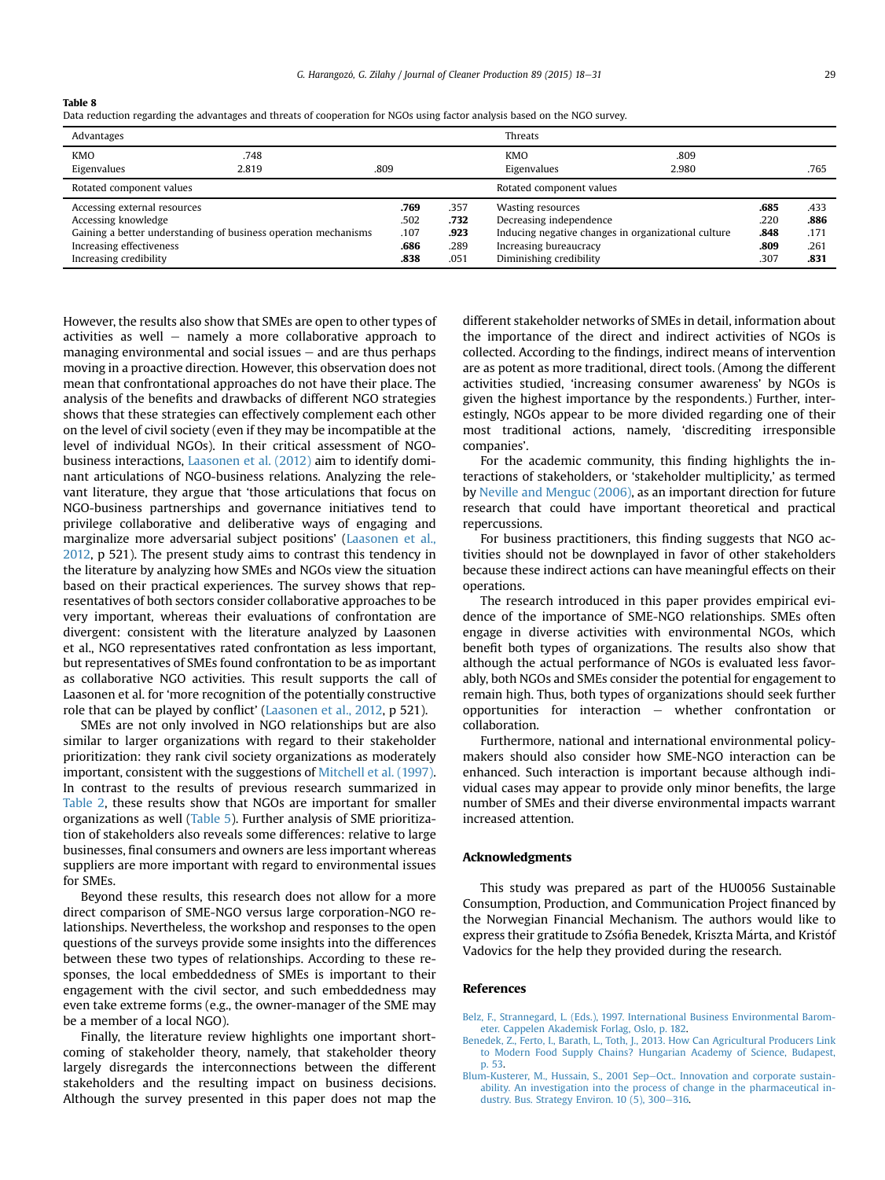**Table 8**
Data reduction regarding the advantages and threats of cooperation for NGOs using factor analysis based on the NGO survey.

| Advantages | | | Threats | | |
|---|---|---|---|---|---|
| KMO | .748 | | KMO | .809 | |
| Eigenvalues | 2.819 | .809 | Eigenvalues | 2.980 | .765 |
| Rotated component values | | | Rotated component values | | |
| Accessing external resources | **.769** | .357 | Wasting resources | **.685** | .433 |
| Accessing knowledge | .502 | **.732** | Decreasing independence | .220 | **.886** |
| Gaining a better understanding of business operation mechanisms | .107 | **.923** | Inducing negative changes in organizational culture | **.848** | .171 |
| Increasing effectiveness | **.686** | .289 | Increasing bureaucracy | **.809** | .261 |
| Increasing credibility | **.838** | .051 | Diminishing credibility | .307 | **.831** |

However, the results also show that SMEs are open to other types of activities as well – namely a more collaborative approach to managing environmental and social issues – and are thus perhaps moving in a proactive direction. However, this observation does not mean that confrontational approaches do not have their place. The analysis of the benefits and drawbacks of different NGO strategies shows that these strategies can effectively complement each other on the level of civil society (even if they may be incompatible at the level of individual NGOs). In their critical assessment of NGO-business interactions, Laasonen et al. (2012) aim to identify dominant articulations of NGO-business relations. Analyzing the relevant literature, they argue that 'those articulations that focus on NGO-business partnerships and governance initiatives tend to privilege collaborative and deliberative ways of engaging and marginalize more adversarial subject positions' (Laasonen et al., 2012, p 521). The present study aims to contrast this tendency in the literature by analyzing how SMEs and NGOs view the situation based on their practical experiences. The survey shows that representatives of both sectors consider collaborative approaches to be very important, whereas their evaluations of confrontation are divergent: consistent with the literature analyzed by Laasonen et al., NGO representatives rated confrontation as less important, but representatives of SMEs found confrontation to be as important as collaborative NGO activities. This result supports the call of Laasonen et al. for 'more recognition of the potentially constructive role that can be played by conflict' (Laasonen et al., 2012, p 521).

SMEs are not only involved in NGO relationships but are also similar to larger organizations with regard to their stakeholder prioritization: they rank civil society organizations as moderately important, consistent with the suggestions of Mitchell et al. (1997). In contrast to the results of previous research summarized in Table 2, these results show that NGOs are important for smaller organizations as well (Table 5). Further analysis of SME prioritization of stakeholders also reveals some differences: relative to large businesses, final consumers and owners are less important whereas suppliers are more important with regard to environmental issues for SMEs.

Beyond these results, this research does not allow for a more direct comparison of SME-NGO versus large corporation-NGO relationships. Nevertheless, the workshop and responses to the open questions of the surveys provide some insights into the differences between these two types of relationships. According to these responses, the local embeddedness of SMEs is important to their engagement with the civil sector, and such embeddedness may even take extreme forms (e.g., the owner-manager of the SME may be a member of a local NGO).

Finally, the literature review highlights one important shortcoming of stakeholder theory, namely, that stakeholder theory largely disregards the interconnections between the different stakeholders and the resulting impact on business decisions. Although the survey presented in this paper does not map the different stakeholder networks of SMEs in detail, information about the importance of the direct and indirect activities of NGOs is collected. According to the findings, indirect means of intervention are as potent as more traditional, direct tools. (Among the different activities studied, 'increasing consumer awareness' by NGOs is given the highest importance by the respondents.) Further, interestingly, NGOs appear to be more divided regarding one of their most traditional actions, namely, 'discrediting irresponsible companies'.

For the academic community, this finding highlights the interactions of stakeholders, or 'stakeholder multiplicity,' as termed by Neville and Menguc (2006), as an important direction for future research that could have important theoretical and practical repercussions.

For business practitioners, this finding suggests that NGO activities should not be downplayed in favor of other stakeholders because these indirect actions can have meaningful effects on their operations.

The research introduced in this paper provides empirical evidence of the importance of SME-NGO relationships. SMEs often engage in diverse activities with environmental NGOs, which benefit both types of organizations. The results also show that although the actual performance of NGOs is evaluated less favorably, both NGOs and SMEs consider the potential for engagement to remain high. Thus, both types of organizations should seek further opportunities for interaction – whether confrontation or collaboration.

Furthermore, national and international environmental policymakers should also consider how SME-NGO interaction can be enhanced. Such interaction is important because although individual cases may appear to provide only minor benefits, the large number of SMEs and their diverse environmental impacts warrant increased attention.

## Acknowledgments

This study was prepared as part of the HU0056 Sustainable Consumption, Production, and Communication Project financed by the Norwegian Financial Mechanism. The authors would like to express their gratitude to Zsófia Benedek, Kriszta Márta, and Kristóf Vadovics for the help they provided during the research.

## References

Belz, F., Strannegard, L. (Eds.), 1997. International Business Environmental Barometer. Cappelen Akademisk Forlag, Oslo, p. 182.

Benedek, Z., Ferto, I., Barath, L., Toth, J., 2013. How Can Agricultural Producers Link to Modern Food Supply Chains? Hungarian Academy of Science, Budapest, p. 53.

Blum-Kusterer, M., Hussain, S., 2001 Sep–Oct.. Innovation and corporate sustainability. An investigation into the process of change in the pharmaceutical industry. Bus. Strategy Environ. 10 (5), 300–316.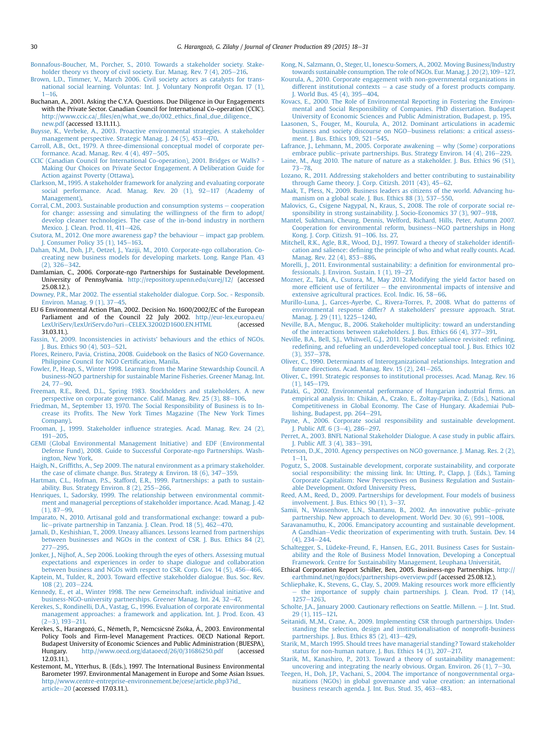Bonnafous-Boucher, M., Porcher, S., 2010. Towards a stakeholder society. Stakeholder theory vs theory of civil society. Eur. Manag. Rev. 7 (4), 205–216.

Brown, L.D., Timmer, V., March 2006. Civil society actors as catalysts for transnational social learning. Voluntas: Int. J. Voluntary Nonprofit Organ. 17 (1), 1–16.

Buchanan, A., 2001. Asking the C.Y.A. Questions. Due Diligence in Our Engagements with the Private Sector. Canadian Council for International Co-operation (CCIC). http://www.ccic.ca/_files/en/what_we_do/002_ethics_final_due_diligence_new.pdf (accessed 13.11.11.).

Buysse, K., Verbeke, A., 2003. Proactive environmental strategies. A stakeholder management perspective. Strategic Manag. J. 24 (5), 453–470.

Carroll, A.B., Oct., 1979. A three-dimensional conceptual model of corporate performance. Acad. Manag. Rev. 4 (4), 497–505.

CCIC (Canadian Council for International Co-operation), 2001. Bridges or Walls? - Making Our Choices on Private Sector Engagement. A Deliberation Guide for Action against Poverty (Ottawa).

Clarkson, M., 1995. A stakeholder framework for analyzing and evaluating corporate social performance. Acad. Manag. Rev. 20 (1), 92–117 (Academy of Management).

Corral, C.M., 2003. Sustainable production and consumption systems – cooperation for change: assessing and simulating the willingness of the firm to adopt/develop cleaner technologies. The case of the in-bond industry in northern Mexico. J. Clean. Prod. 11, 411–426.

Csutora, M., 2012. One more awareness gap? the behaviour – impact gap problem. J. Consumer Policy 35 (1), 145–163.

Dahan, N.,M., Doh, J.P., Oetzel, J., Yaziji, M., 2010. Corporate-ngo collaboration. Co-creating new business models for developing markets. Long. Range Plan. 43 (2), 326–342.

Damlamian, C., 2006. Corporate-ngo Partnerships for Sustainable Development. University of Pennsylvania. http://repository.upenn.edu/curej/12/ (accessed 25.08.12.).

Downey, P.R., Mar 2002. The essential stakeholder dialogue. Corp. Soc. - Responsib. Environ. Manag. 9 (1), 37–45.

EU 6 Environmental Action Plan, 2002. Decision No. 1600/2002/EC of the European Parliament and of the Council 22 July 2002. http://eur-lex.europa.eu/LexUriServ/LexUriServ.do?uri=CELEX.32002D1600.EN.HTML (accessed 31.03.11.).

Fassin, Y., 2009. Inconsistencies in activists' behaviours and the ethics of NGOs. J. Bus. Ethics 90 (4), 503–521.

Flores, Reinero, Pavia, Cristina, 2008. Guidebook on the Basics of NGO Governance. Philippine Council for NGO Certification, Manila.

Fowler, P., Heap, S., Winter 1998. Learning from the Marine Stewardship Council. A business-NGO partnership for sustainable Marine Fisheries. Greener Manag. Int. 24, 77–90.

Freeman, R.E., Reed, D.L., Spring 1983. Stockholders and stakeholders. A new perspective on corporate governance. Calif. Manag. Rev. 25 (3), 88–106.

Friedman, M., September 13, 1970. The Social Responsibility of Business is to Increase its Profits. The New York Times Magazine (The New York Times Company).

Frooman, J., 1999. Stakeholder influence strategies. Acad. Manag. Rev. 24 (2), 191–205.

GEMI (Global Environmental Management Initiative) and EDF (Environmental Defense Fund), 2008. Guide to Successful Corporate-ngo Partnerships. Washington, New York.

Haigh, N., Griffiths, A., Sep 2009. The natural environment as a primary stakeholder. the case of climate change. Bus. Strategy & Environ. 18 (6), 347–359.

Hartman, C.L., Hofman, P.S., Stafford, E.R., 1999. Partnerships: a path to sustainability. Bus. Strategy Environ. 8 (2), 255–266.

Henriques, I., Sadorsky, 1999. The relationship between environmental commitment and managerial perceptions of stakeholder importance. Acad. Manag. J. 42 (1), 87–99.

Imparato, N., 2010. Artisanal gold and transformational exchange: toward a public–private partnership in Tanzania. J. Clean. Prod. 18 (5), 462–470.

Jamali, D., Keshishian, T., 2009. Uneasy alliances. Lessons learned from partnerships between businesses and NGOs in the context of CSR. J. Bus. Ethics 84 (2), 277–295.

Jonker, J., Nijhof, A., Sep 2006. Looking through the eyes of others. Assessing mutual expectations and experiences in order to shape dialogue and collaboration between business and NGOs with respect to CSR. Corp. Gov. 14 (5), 456–466.

Kaptein, M., Tulder, R., 2003. Toward effective stakeholder dialogue. Bus. Soc. Rev. 108 (2), 203–224.

Kennedy, E., et al., Winter 1998. The new Gemeinschaft. individual initiative and business-NGO-university partnerships. Greener Manag. Int. 24, 32–47.

Kerekes, S., Rondinelli, D.A., Vastag, G., 1996. Evaluation of corporate environmental management approaches: a framework and application. Int. J. Prod. Econ. 43 (2–3), 193–211.

Kerekes, S., Harangozó, G., Németh, P., Nemcsicsné Zsóka, Á., 2003. Environmental Policy Tools and Firm-level Management Practices. OECD National Report. Budapest University of Economic Sciences and Public Administration (BUESPA), Hungary. http://www.oecd.org/dataoecd/26/0/31686250.pdf (accessed 12.03.11.).

Kestemont, M., Ytterhus, B. (Eds.), 1997. The International Business Environmental Barometer 1997. Environmental Management in Europe and Some Asian Issues. http://www.centre-entreprise-environnement.be/cese/article.php3?id_article=20 (accessed 17.03.11.).

Kong, N., Salzmann, O., Steger, U., Ionescu-Somers, A., 2002. Moving Business/Industry towards sustainable consumption. The role of NGOs. Eur. Manag. J. 20 (2), 109–127.

Kourula, A., 2010. Corporate engagement with non-governmental organizations in different institutional contexts – a case study of a forest products company. J. World Bus. 45 (4), 395–404.

Kovacs, E., 2000. The Role of Environmental Reporting in Fostering the Environmental and Social Responsibility of Companies. PhD dissertation. Budapest University of Economic Sciences and Public Administration, Budapest, p. 195.

Laasonen, S., Fouger, M., Kourula, A., 2012. Dominant articulations in academic business and society discourse on NGO–business relations: a critical assessment. J. Bus. Ethics 109, 521–545.

Lafrance, J., Lehmann, M., 2005. Corporate awakening – why (Some) corporations embrace public–private partnerships. Bus. Strategy Environ. 14 (4), 216–229.

Laine, M., Aug 2010. The nature of nature as a stakeholder. J. Bus. Ethics 96 (S1), 73–78.

Lozano, R., 2011. Addressing stakeholders and better contributing to sustainability through Game theory. J. Corp. Citizsh. 2011 (43), 45–62.

Maak, T., Pless, N., 2009. Business leaders as citizens of the world. Advancing humanism on a global scale. J. Bus. Ethics 88 (3), 537–550.

Malovics, G., Csigene Nagypal, N., Kraus, S., 2008. The role of corporate social responsibility in strong sustainability. J. Socio-Economics 37 (3), 907–918.

Mantel, Sukhmani, Cheung, Dennis, Welford, Richard, Hills, Peter, Autumn 2007. Cooperation for environmental reform, business–NGO partnerships in Hong Kong. J. Corp. Citizsh. 91–106. Iss. 27.

Mitchell, R.K., Agle, B.R., Wood, D.J., 1997. Toward a theory of stakeholder identification and salience: defining the principle of who and what really counts. Acad. Manag. Rev. 22 (4), 853–886.

Morelli, J., 2011. Environmental sustainability: a definition for environmental professionals. J. Environ. Sustain. 1 (1), 19–27.

Mozner, Z., Tabi, A., Csutora, M., May 2012. Modifying the yield factor based on more efficient use of fertilizer – the environmental impacts of intensive and extensive agricultural practices. Ecol. Indic. 16, 58–66.

Murillo-Luna, J., Garces-Ayerbe, C., Rivera-Torres, P., 2008. What do patterns of environmental response differ? A stakeholders' pressure approach. Strat. Manag. J. 29 (11), 1225–1240.

Neville, B.A., Menguc, B., 2006. Stakeholder multiplicity: toward an understanding of the interactions between stakeholders. J. Bus. Ethics 66 (4), 377–391.

Neville, B.A., Bell, S.J., Whitwell, G.J., 2011. Stakeholder salience revisited: refining, redefining, and refueling an underdeveloped conceptual tool. J. Bus. Ethics 102 (3), 357–378.

Oliver, C., 1990. Determinants of Interorganizational relationships. Integration and future directions. Acad. Manag. Rev. 15 (2), 241–265.

Oliver, C., 1991. Strategic responses to institutional processes. Acad. Manag. Rev. 16 (1), 145–179.

Pataki, G., 2002. Environmental performance of Hungarian industrial firms. an empirical analysis. In: Chikán, A., Czako, E., Zoltay-Paprika, Z. (Eds.), National Competitiveness in Global Economy. The Case of Hungary. Akademiai Publishing, Budapest, pp. 264–291.

Payne, A., 2006. Corporate social responsibility and sustainable development. J. Public Aff. 6 (3–4), 286–297.

Perret, A., 2003. BNFL National Stakeholder Dialogue. A case study in public affairs. J. Public Aff. 3 (4), 383–391.

Peterson, D.,K., 2010. Agency perspectives on NGO governance. J. Manag. Res. 2 (2), 1–11.

Pogutz, S., 2008. Sustainable development, corporate sustainability, and corporate social responsibility: the missing link. In: Utting, P., Clapp, J. (Eds.), Taming Corporate Capitalism: New Perspectives on Business Regulation and Sustainable Development. Oxford University Press.

Reed, A.M., Reed, D., 2009. Partnerships for development. Four models of business involvement. J. Bus. Ethics 90 (1), 3–37.

Samii, N., Wassenhove, L.N., Shantanu, B., 2002. An innovative public–private partnership. New approach to development. World Dev. 30 (6), 991–1008.

Saravanamuthu, K., 2006. Emancipatory accounting and sustainable development. A Gandhian–Vedic theorization of experimenting with truth. Sustain. Dev. 14 (4), 234–244.

Schaltegger, S., Lüdeke-Freund, F., Hansen, E.G., 2011. Business Cases for Sustainability and the Role of Business Model Innovation, Developing a Conceptual Framework. Centre for Sustainability Management, Leuphana Universität.

Ethical Corporation Report Schiller, Ben, 2005. Business-ngo Partnerships. http://earthmind.net/ngo/docs/partnerships-overview.pdf (accessed 25.08.12.).

Schliephake, K., Stevens, G., Clay, S., 2009. Making resources work more efficiently – the importance of supply chain partnerships. J. Clean. Prod. 17 (14), 1257–1263.

Scholte, J.A., January 2000. Cautionary reflections on Seattle. Millenn. – J. Int. Stud. 29 (1), 115–121.

Seitanidi, M.,M., Crane, A., 2009. Implementing CSR through partnerships. Understanding the selection, design and institutionalisation of nonprofit-business partnerships. J. Bus. Ethics 85 (2), 413–429.

Starik, M., March 1995. Should trees have managerial standing? Toward stakeholder status for non-human nature. J. Bus. Ethics 14 (3), 207–217.

Starik, M., Kanashiro, P., 2013. Toward a theory of sustainability management: uncovering and integrating the nearly obvious. Organ. Environ. 26 (1), 7–30.

Teegen, H., Doh, J.P., Vachani, S., 2004. The importance of nongovernmental organizations (NGOs) in global governance and value creation: an international business research agenda. J. Int. Bus. Stud. 35, 463–483.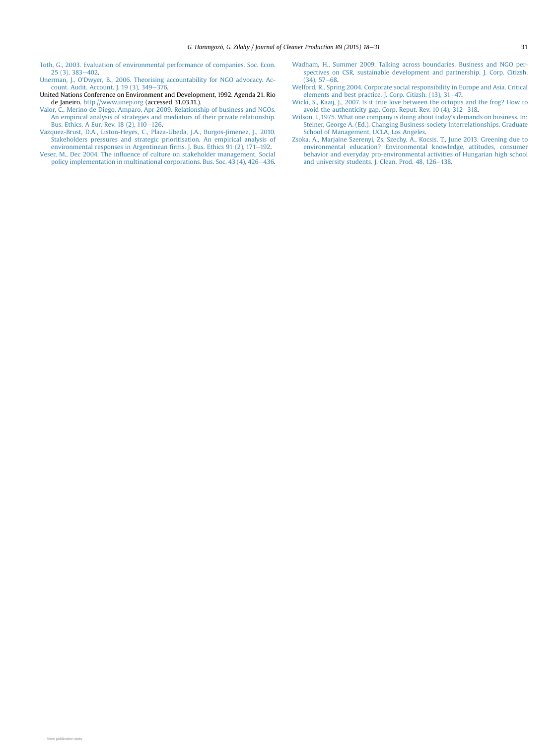Toth, G., 2003. Evaluation of environmental performance of companies. Soc. Econ. 25 (3), 383–402.

Unerman, J., O'Dwyer, B., 2006. Theorising accountability for NGO advocacy. Account. Audit. Account. J. 19 (3), 349–376.

United Nations Conference on Environment and Development, 1992. Agenda 21. Rio de Janeiro. http://www.unep.org (accessed 31.03.11.).

Valor, C., Merino de Diego, Amparo, Apr 2009. Relationship of business and NGOs. An empirical analysis of strategies and mediators of their private relationship. Bus. Ethics. A Eur. Rev. 18 (2), 110–126.

Vazquez-Brust, D.A., Liston-Heyes, C., Plaza-Ubeda, J.A., Burgos-Jimenez, J., 2010. Stakeholders pressures and strategic prioritisation. An empirical analysis of environmental responses in Argentinean firms. J. Bus. Ethics 91 (2), 171–192.

Veser, M., Dec 2004. The influence of culture on stakeholder management. Social policy implementation in multinational corporations. Bus. Soc. 43 (4), 426–436.

Wadham, H., Summer 2009. Talking across boundaries. Business and NGO perspectives on CSR, sustainable development and partnership. J. Corp. Citizsh. (34), 57–68.

Welford, R., Spring 2004. Corporate social responsibility in Europe and Asia. Critical elements and best practice. J. Corp. Citizsh. (13), 31–47.

Wicki, S., Kaaij, J., 2007. Is it true love between the octopus and the frog? How to avoid the authenticity gap. Corp. Reput. Rev. 10 (4), 312–318.

Wilson, I., 1975. What one company is doing about today's demands on business. In: Steiner, George A. (Ed.), Changing Business-society Interrelationships. Graduate School of Management, UCLA, Los Angeles.

Zsoka, A., Marjaine Szerenyi, Zs, Szechy, A., Kocsis, T., June 2013. Greening due to environmental education? Environmental knowledge, attitudes, consumer behavior and everyday pro-environmental activities of Hungarian high school and university students. J. Clean. Prod. 48, 126–138.